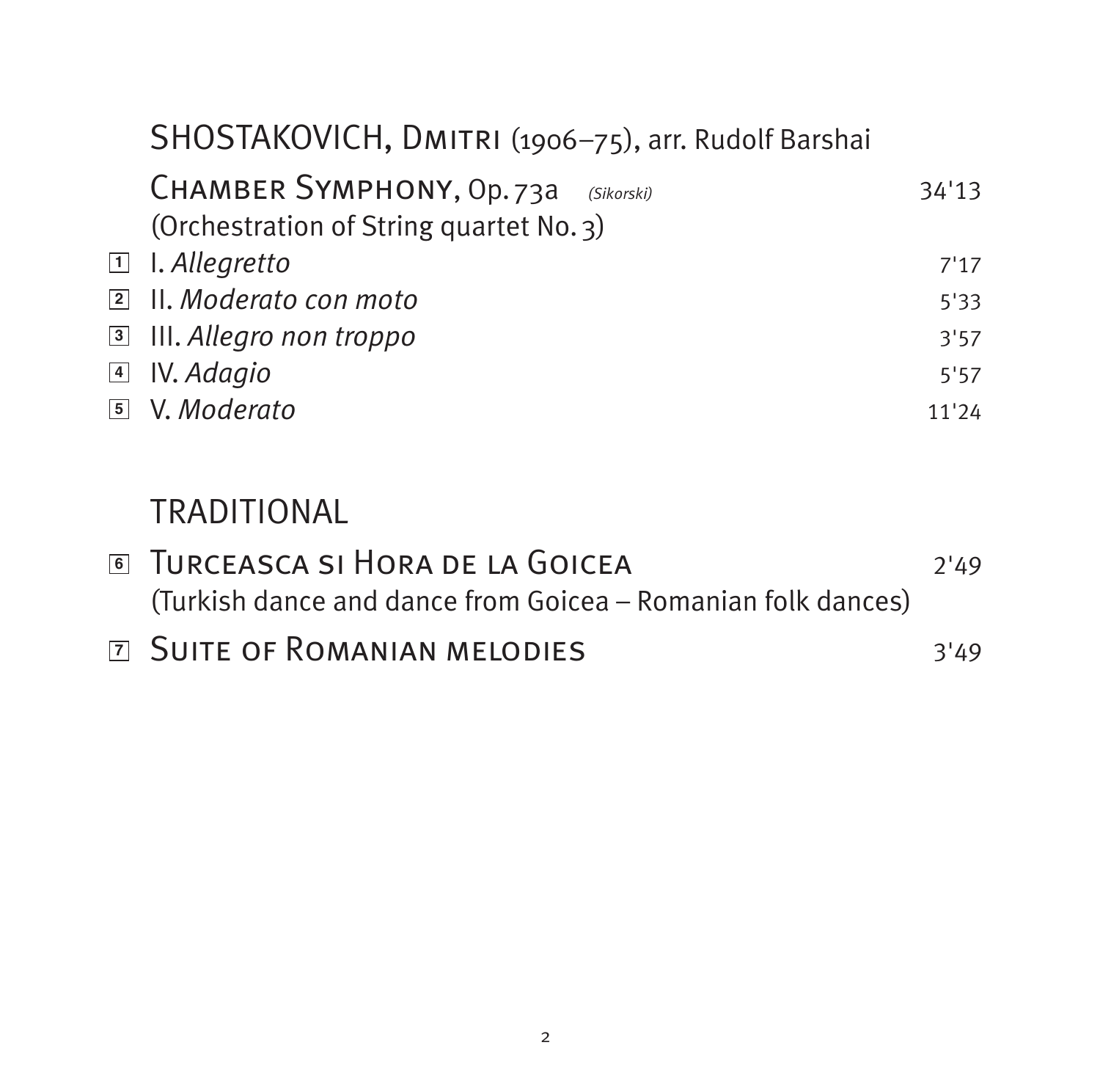## SHOSTAKOVICH, DMITRI (1906–75), arr. Rudolf Barshai

**CHAMBER SYMPHONY**, Op. 73a *(Sikorski)* 34'13
(Orchestration of String quartet No. 3)

1 I. *Allegretto* 7'17
2 II. *Moderato con moto* 5'33
3 III. *Allegro non troppo* 3'57
4 IV. *Adagio* 5'57
5 V. *Moderato* 11'24

## TRADITIONAL

6 **TURCEASCA SI HORA DE LA GOICEA** 2'49
(Turkish dance and dance from Goicea – Romanian folk dances)

7 **SUITE OF ROMANIAN MELODIES** 3'49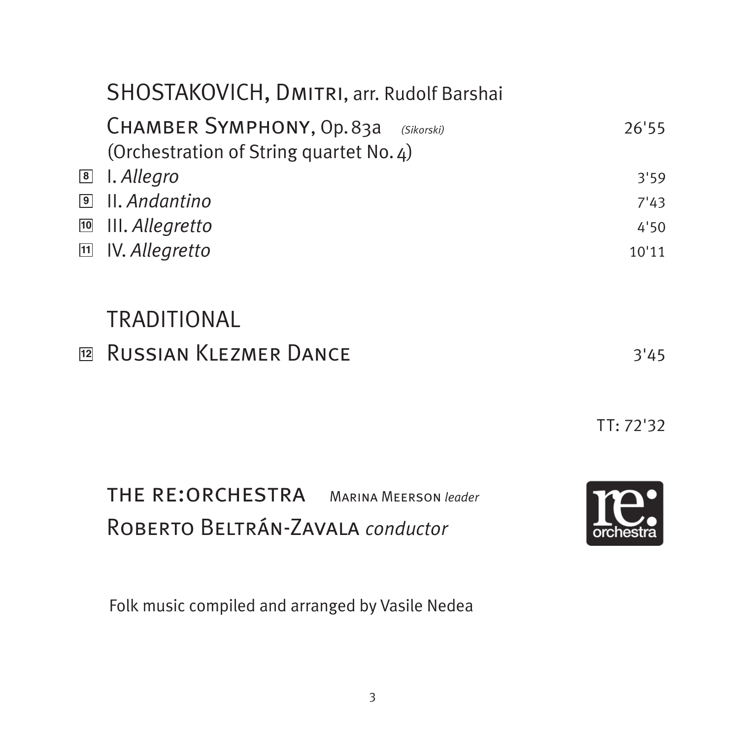## SHOSTAKOVICH, DMITRI, arr. Rudolf Barshai

**CHAMBER SYMPHONY, Op. 83a** *(Sikorski)* 26'55
(Orchestration of String quartet No. 4)

| | | |
|---|---|---|
| 8 | I. *Allegro* | 3'59 |
| 9 | II. *Andantino* | 7'43 |
| 10 | III. *Allegretto* | 4'50 |
| 11 | IV. *Allegretto* | 10'11 |

## TRADITIONAL

12 **RUSSIAN KLEZMER DANCE** 3'45

TT: 72'32

**THE RE:ORCHESTRA** MARINA MEERSON *leader*
ROBERTO BELTRÁN-ZAVALA *conductor*

re: orchestra

Folk music compiled and arranged by Vasile Nedea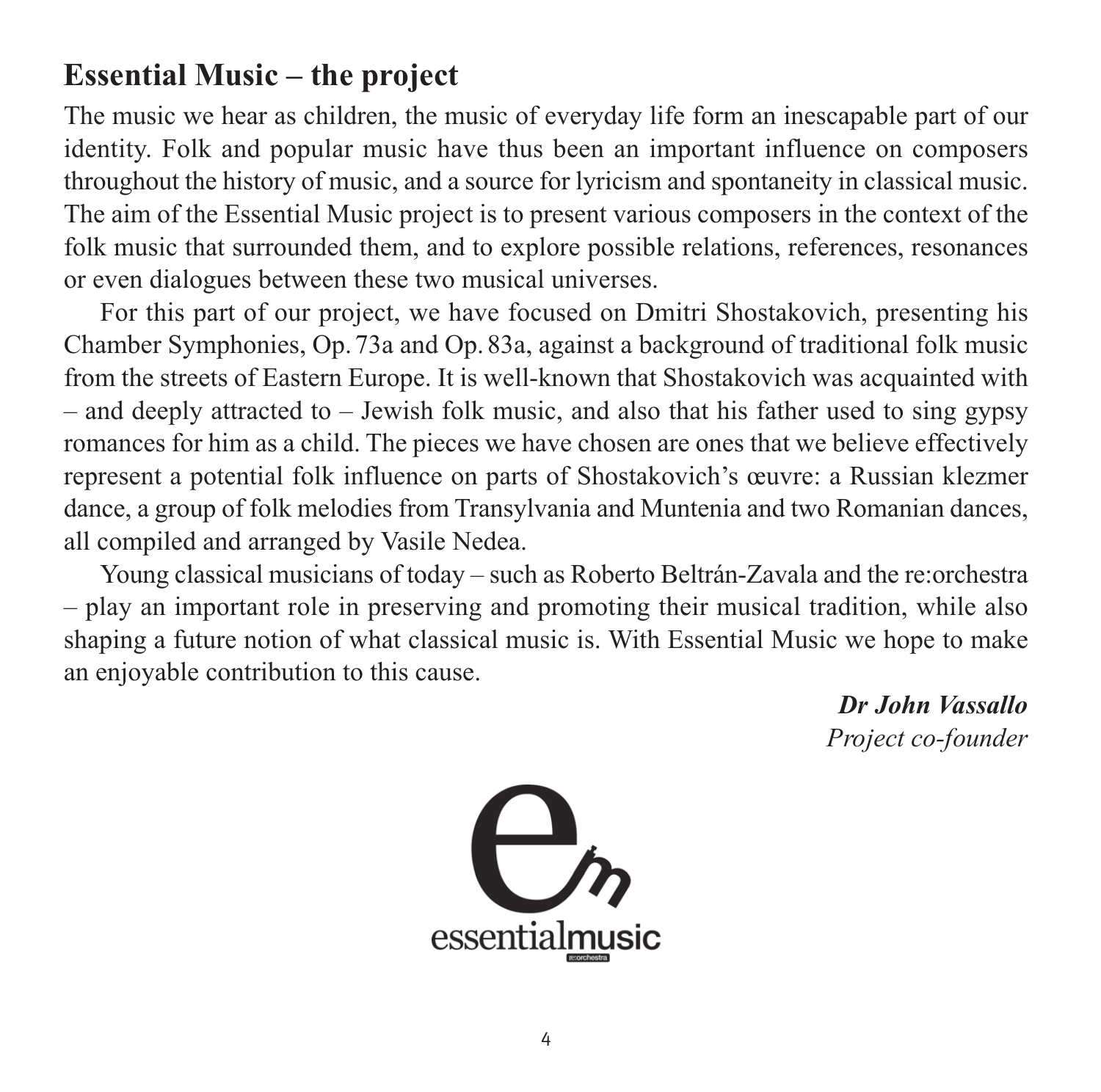## Essential Music – the project

The music we hear as children, the music of everyday life form an inescapable part of our identity. Folk and popular music have thus been an important influence on composers throughout the history of music, and a source for lyricism and spontaneity in classical music. The aim of the Essential Music project is to present various composers in the context of the folk music that surrounded them, and to explore possible relations, references, resonances or even dialogues between these two musical universes.

For this part of our project, we have focused on Dmitri Shostakovich, presenting his Chamber Symphonies, Op. 73a and Op. 83a, against a background of traditional folk music from the streets of Eastern Europe. It is well-known that Shostakovich was acquainted with – and deeply attracted to – Jewish folk music, and also that his father used to sing gypsy romances for him as a child. The pieces we have chosen are ones that we believe effectively represent a potential folk influence on parts of Shostakovich's œuvre: a Russian klezmer dance, a group of folk melodies from Transylvania and Muntenia and two Romanian dances, all compiled and arranged by Vasile Nedea.

Young classical musicians of today – such as Roberto Beltrán-Zavala and the re:orchestra – play an important role in preserving and promoting their musical tradition, while also shaping a future notion of what classical music is. With Essential Music we hope to make an enjoyable contribution to this cause.

***Dr John Vassallo***
*Project co-founder*

essentialmusic
re:orchestra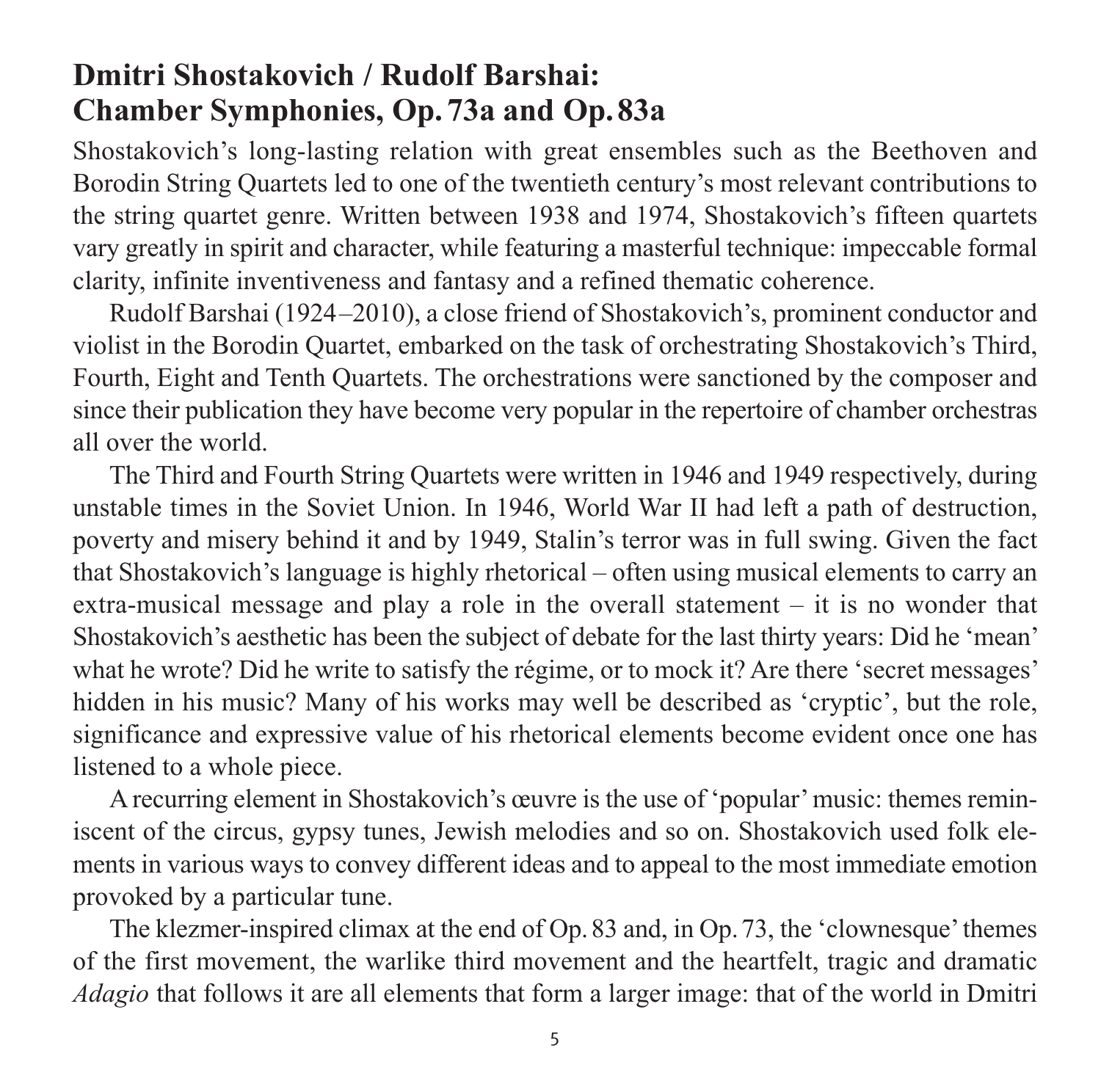# Dmitri Shostakovich / Rudolf Barshai: Chamber Symphonies, Op. 73a and Op. 83a

Shostakovich's long-lasting relation with great ensembles such as the Beethoven and Borodin String Quartets led to one of the twentieth century's most relevant contributions to the string quartet genre. Written between 1938 and 1974, Shostakovich's fifteen quartets vary greatly in spirit and character, while featuring a masterful technique: impeccable formal clarity, infinite inventiveness and fantasy and a refined thematic coherence.

Rudolf Barshai (1924–2010), a close friend of Shostakovich's, prominent conductor and violist in the Borodin Quartet, embarked on the task of orchestrating Shostakovich's Third, Fourth, Eight and Tenth Quartets. The orchestrations were sanctioned by the composer and since their publication they have become very popular in the repertoire of chamber orchestras all over the world.

The Third and Fourth String Quartets were written in 1946 and 1949 respectively, during unstable times in the Soviet Union. In 1946, World War II had left a path of destruction, poverty and misery behind it and by 1949, Stalin's terror was in full swing. Given the fact that Shostakovich's language is highly rhetorical – often using musical elements to carry an extra-musical message and play a role in the overall statement – it is no wonder that Shostakovich's aesthetic has been the subject of debate for the last thirty years: Did he 'mean' what he wrote? Did he write to satisfy the régime, or to mock it? Are there 'secret messages' hidden in his music? Many of his works may well be described as 'cryptic', but the role, significance and expressive value of his rhetorical elements become evident once one has listened to a whole piece.

A recurring element in Shostakovich's œuvre is the use of 'popular' music: themes reminiscent of the circus, gypsy tunes, Jewish melodies and so on. Shostakovich used folk elements in various ways to convey different ideas and to appeal to the most immediate emotion provoked by a particular tune.

The klezmer-inspired climax at the end of Op. 83 and, in Op. 73, the 'clownesque' themes of the first movement, the warlike third movement and the heartfelt, tragic and dramatic *Adagio* that follows it are all elements that form a larger image: that of the world in Dmitri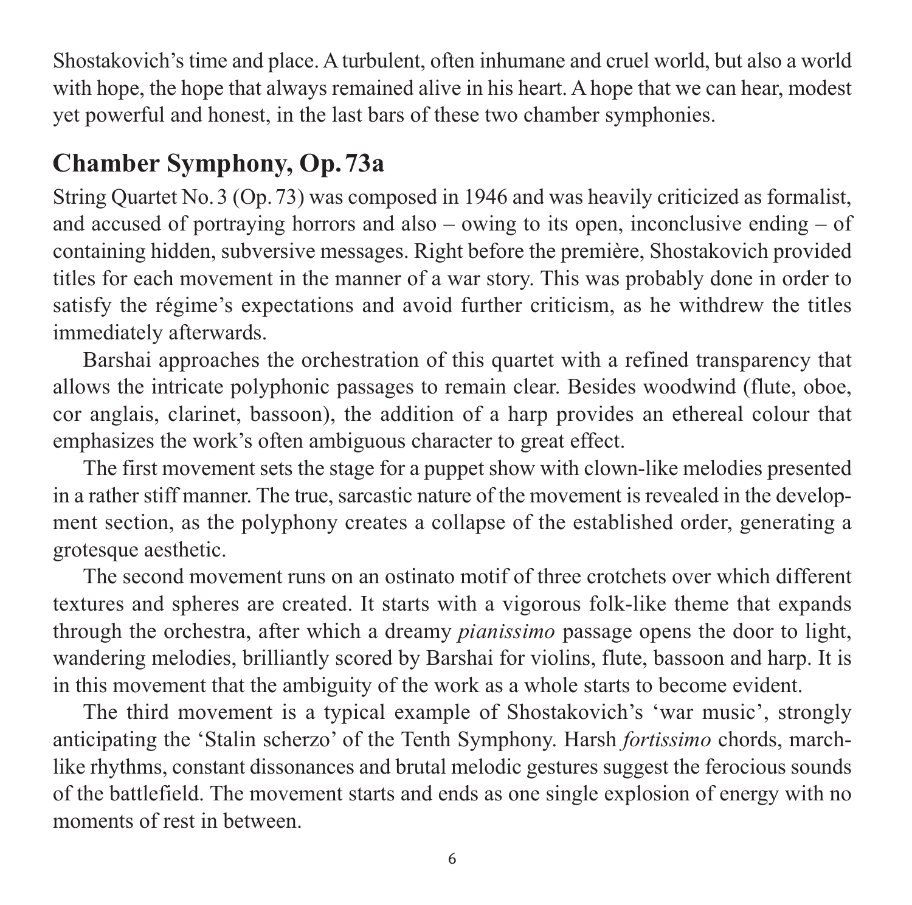Shostakovich's time and place. A turbulent, often inhumane and cruel world, but also a world with hope, the hope that always remained alive in his heart. A hope that we can hear, modest yet powerful and honest, in the last bars of these two chamber symphonies.

## Chamber Symphony, Op. 73a

String Quartet No. 3 (Op. 73) was composed in 1946 and was heavily criticized as formalist, and accused of portraying horrors and also – owing to its open, inconclusive ending – of containing hidden, subversive messages. Right before the première, Shostakovich provided titles for each movement in the manner of a war story. This was probably done in order to satisfy the régime's expectations and avoid further criticism, as he withdrew the titles immediately afterwards.

Barshai approaches the orchestration of this quartet with a refined transparency that allows the intricate polyphonic passages to remain clear. Besides woodwind (flute, oboe, cor anglais, clarinet, bassoon), the addition of a harp provides an ethereal colour that emphasizes the work's often ambiguous character to great effect.

The first movement sets the stage for a puppet show with clown-like melodies presented in a rather stiff manner. The true, sarcastic nature of the movement is revealed in the development section, as the polyphony creates a collapse of the established order, generating a grotesque aesthetic.

The second movement runs on an ostinato motif of three crotchets over which different textures and spheres are created. It starts with a vigorous folk-like theme that expands through the orchestra, after which a dreamy *pianissimo* passage opens the door to light, wandering melodies, brilliantly scored by Barshai for violins, flute, bassoon and harp. It is in this movement that the ambiguity of the work as a whole starts to become evident.

The third movement is a typical example of Shostakovich's 'war music', strongly anticipating the 'Stalin scherzo' of the Tenth Symphony. Harsh *fortissimo* chords, march-like rhythms, constant dissonances and brutal melodic gestures suggest the ferocious sounds of the battlefield. The movement starts and ends as one single explosion of energy with no moments of rest in between.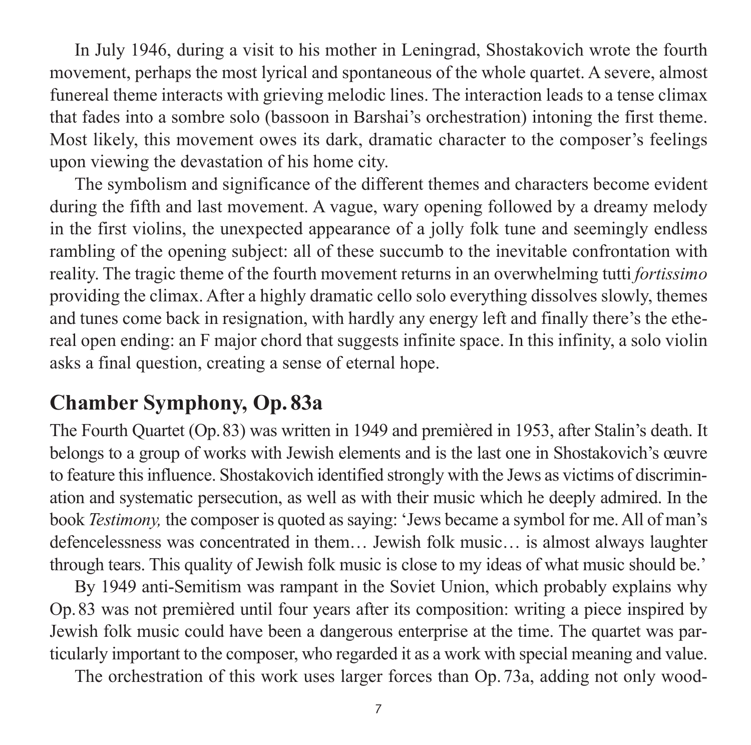In July 1946, during a visit to his mother in Leningrad, Shostakovich wrote the fourth movement, perhaps the most lyrical and spontaneous of the whole quartet. A severe, almost funereal theme interacts with grieving melodic lines. The interaction leads to a tense climax that fades into a sombre solo (bassoon in Barshai's orchestration) intoning the first theme. Most likely, this movement owes its dark, dramatic character to the composer's feelings upon viewing the devastation of his home city.

The symbolism and significance of the different themes and characters become evident during the fifth and last movement. A vague, wary opening followed by a dreamy melody in the first violins, the unexpected appearance of a jolly folk tune and seemingly endless rambling of the opening subject: all of these succumb to the inevitable confrontation with reality. The tragic theme of the fourth movement returns in an overwhelming tutti *fortissimo* providing the climax. After a highly dramatic cello solo everything dissolves slowly, themes and tunes come back in resignation, with hardly any energy left and finally there's the ethereal open ending: an F major chord that suggests infinite space. In this infinity, a solo violin asks a final question, creating a sense of eternal hope.

## Chamber Symphony, Op. 83a

The Fourth Quartet (Op. 83) was written in 1949 and premièred in 1953, after Stalin's death. It belongs to a group of works with Jewish elements and is the last one in Shostakovich's œuvre to feature this influence. Shostakovich identified strongly with the Jews as victims of discrimination and systematic persecution, as well as with their music which he deeply admired. In the book *Testimony,* the composer is quoted as saying: 'Jews became a symbol for me. All of man's defencelessness was concentrated in them… Jewish folk music… is almost always laughter through tears. This quality of Jewish folk music is close to my ideas of what music should be.'

By 1949 anti-Semitism was rampant in the Soviet Union, which probably explains why Op. 83 was not premièred until four years after its composition: writing a piece inspired by Jewish folk music could have been a dangerous enterprise at the time. The quartet was particularly important to the composer, who regarded it as a work with special meaning and value.

The orchestration of this work uses larger forces than Op. 73a, adding not only wood-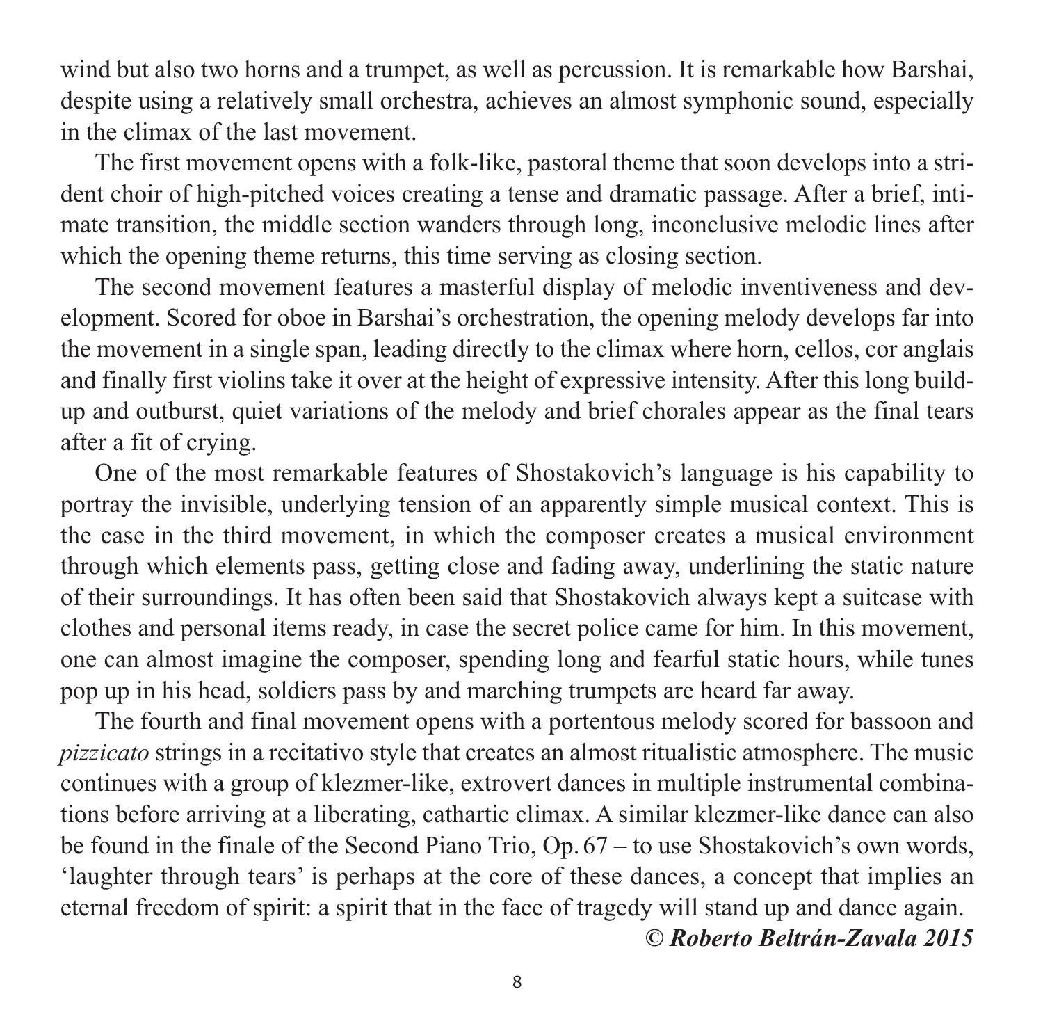wind but also two horns and a trumpet, as well as percussion. It is remarkable how Barshai, despite using a relatively small orchestra, achieves an almost symphonic sound, especially in the climax of the last movement.

The first movement opens with a folk-like, pastoral theme that soon develops into a strident choir of high-pitched voices creating a tense and dramatic passage. After a brief, intimate transition, the middle section wanders through long, inconclusive melodic lines after which the opening theme returns, this time serving as closing section.

The second movement features a masterful display of melodic inventiveness and development. Scored for oboe in Barshai's orchestration, the opening melody develops far into the movement in a single span, leading directly to the climax where horn, cellos, cor anglais and finally first violins take it over at the height of expressive intensity. After this long build-up and outburst, quiet variations of the melody and brief chorales appear as the final tears after a fit of crying.

One of the most remarkable features of Shostakovich's language is his capability to portray the invisible, underlying tension of an apparently simple musical context. This is the case in the third movement, in which the composer creates a musical environment through which elements pass, getting close and fading away, underlining the static nature of their surroundings. It has often been said that Shostakovich always kept a suitcase with clothes and personal items ready, in case the secret police came for him. In this movement, one can almost imagine the composer, spending long and fearful static hours, while tunes pop up in his head, soldiers pass by and marching trumpets are heard far away.

The fourth and final movement opens with a portentous melody scored for bassoon and *pizzicato* strings in a recitativo style that creates an almost ritualistic atmosphere. The music continues with a group of klezmer-like, extrovert dances in multiple instrumental combinations before arriving at a liberating, cathartic climax. A similar klezmer-like dance can also be found in the finale of the Second Piano Trio, Op. 67 – to use Shostakovich's own words, 'laughter through tears' is perhaps at the core of these dances, a concept that implies an eternal freedom of spirit: a spirit that in the face of tragedy will stand up and dance again.

***© Roberto Beltrán-Zavala 2015***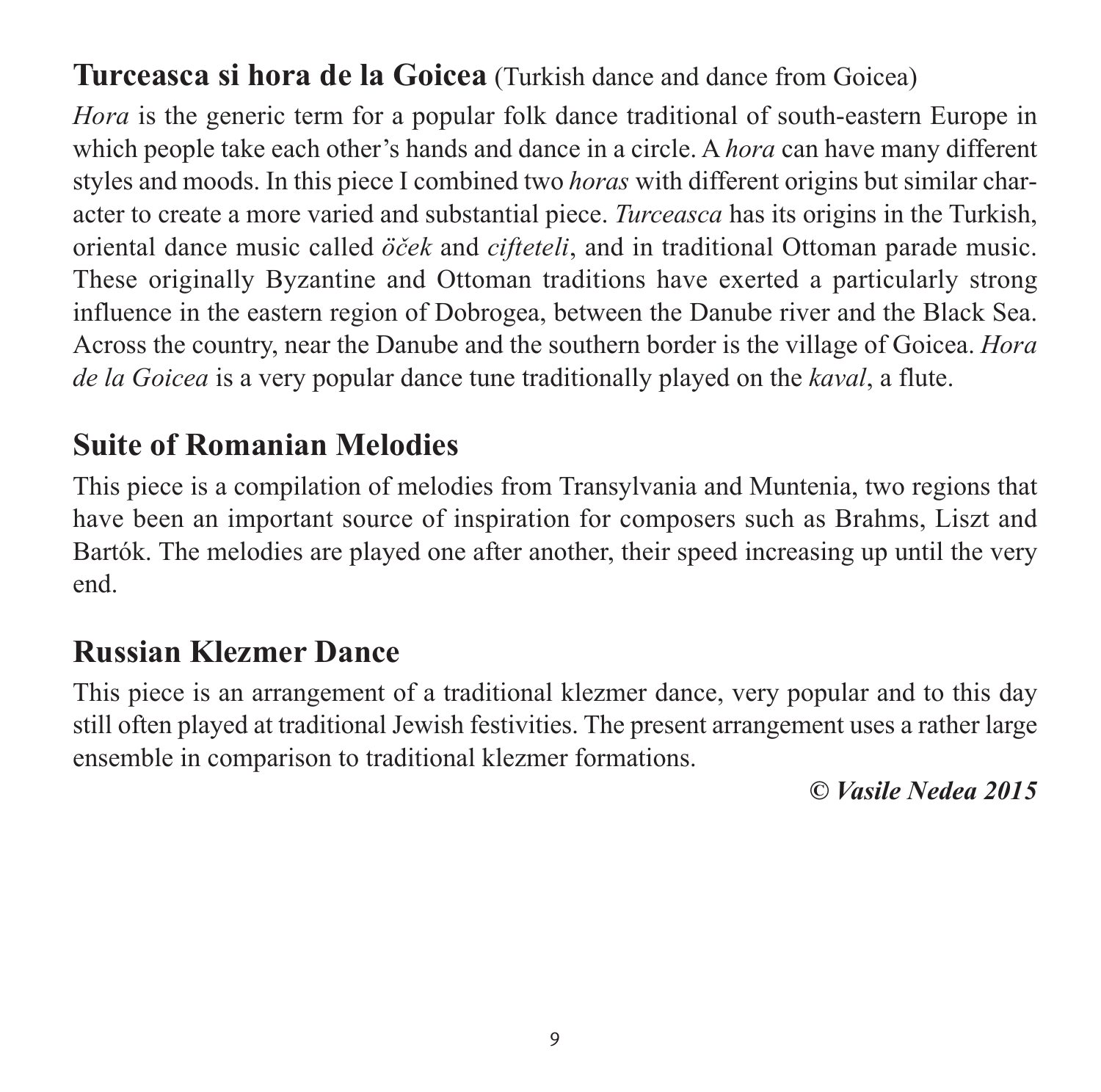## **Turceasca si hora de la Goicea** (Turkish dance and dance from Goicea)

*Hora* is the generic term for a popular folk dance traditional of south-eastern Europe in which people take each other's hands and dance in a circle. A *hora* can have many different styles and moods. In this piece I combined two *horas* with different origins but similar character to create a more varied and substantial piece. *Turceasca* has its origins in the Turkish, oriental dance music called *öček* and *cifteteli*, and in traditional Ottoman parade music. These originally Byzantine and Ottoman traditions have exerted a particularly strong influence in the eastern region of Dobrogea, between the Danube river and the Black Sea. Across the country, near the Danube and the southern border is the village of Goicea. *Hora de la Goicea* is a very popular dance tune traditionally played on the *kaval*, a flute.

## Suite of Romanian Melodies

This piece is a compilation of melodies from Transylvania and Muntenia, two regions that have been an important source of inspiration for composers such as Brahms, Liszt and Bartók. The melodies are played one after another, their speed increasing up until the very end.

## Russian Klezmer Dance

This piece is an arrangement of a traditional klezmer dance, very popular and to this day still often played at traditional Jewish festivities. The present arrangement uses a rather large ensemble in comparison to traditional klezmer formations.

***© Vasile Nedea 2015***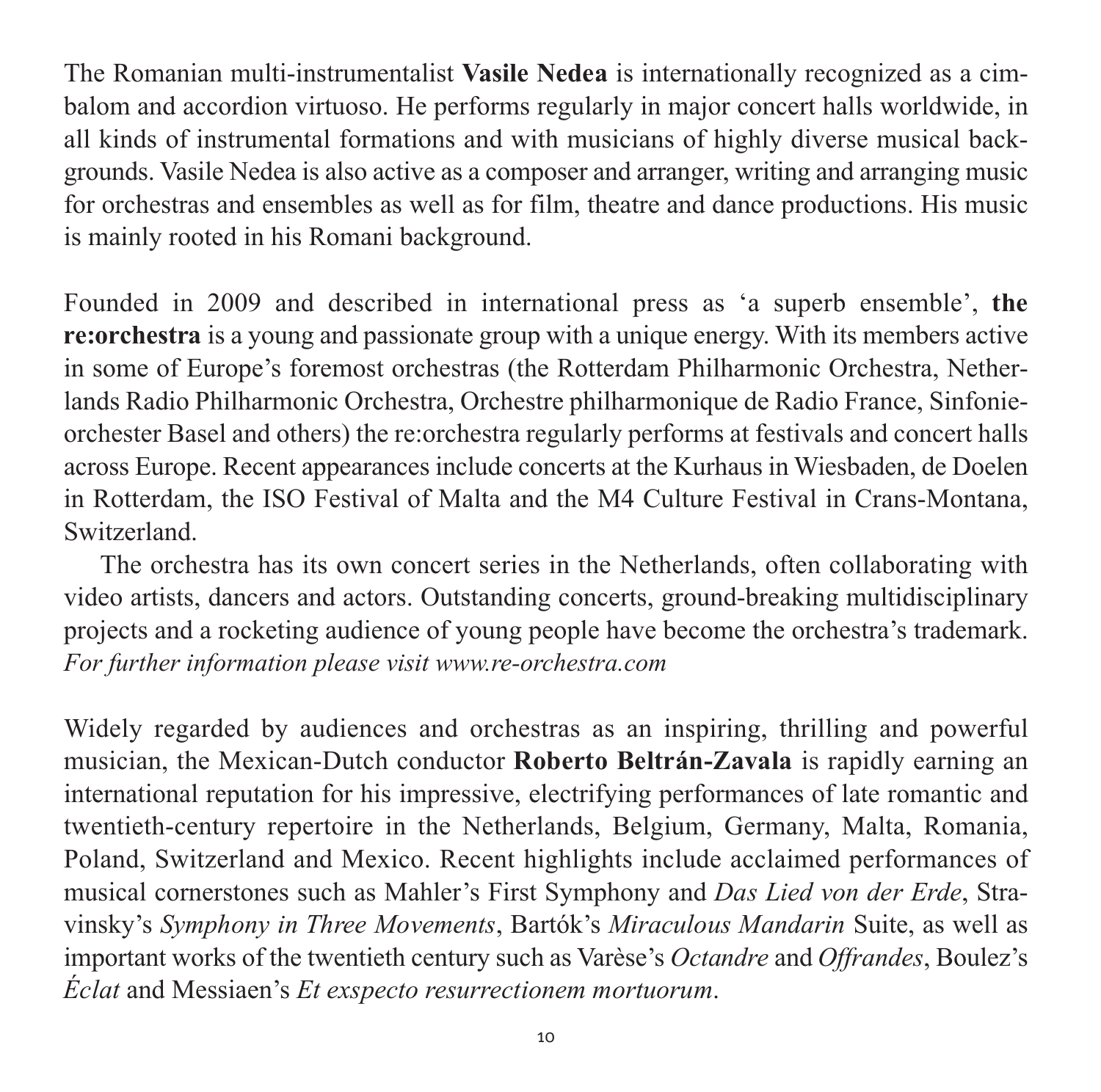The Romanian multi-instrumentalist **Vasile Nedea** is internationally recognized as a cimbalom and accordion virtuoso. He performs regularly in major concert halls worldwide, in all kinds of instrumental formations and with musicians of highly diverse musical backgrounds. Vasile Nedea is also active as a composer and arranger, writing and arranging music for orchestras and ensembles as well as for film, theatre and dance productions. His music is mainly rooted in his Romani background.

Founded in 2009 and described in international press as 'a superb ensemble', **the re:orchestra** is a young and passionate group with a unique energy. With its members active in some of Europe's foremost orchestras (the Rotterdam Philharmonic Orchestra, Netherlands Radio Philharmonic Orchestra, Orchestre philharmonique de Radio France, Sinfonieorchester Basel and others) the re:orchestra regularly performs at festivals and concert halls across Europe. Recent appearances include concerts at the Kurhaus in Wiesbaden, de Doelen in Rotterdam, the ISO Festival of Malta and the M4 Culture Festival in Crans-Montana, Switzerland.

The orchestra has its own concert series in the Netherlands, often collaborating with video artists, dancers and actors. Outstanding concerts, ground-breaking multidisciplinary projects and a rocketing audience of young people have become the orchestra's trademark. *For further information please visit www.re-orchestra.com*

Widely regarded by audiences and orchestras as an inspiring, thrilling and powerful musician, the Mexican-Dutch conductor **Roberto Beltrán-Zavala** is rapidly earning an international reputation for his impressive, electrifying performances of late romantic and twentieth-century repertoire in the Netherlands, Belgium, Germany, Malta, Romania, Poland, Switzerland and Mexico. Recent highlights include acclaimed performances of musical cornerstones such as Mahler's First Symphony and *Das Lied von der Erde*, Stravinsky's *Symphony in Three Movements*, Bartók's *Miraculous Mandarin* Suite, as well as important works of the twentieth century such as Varèse's *Octandre* and *Offrandes*, Boulez's *Éclat* and Messiaen's *Et exspecto resurrectionem mortuorum*.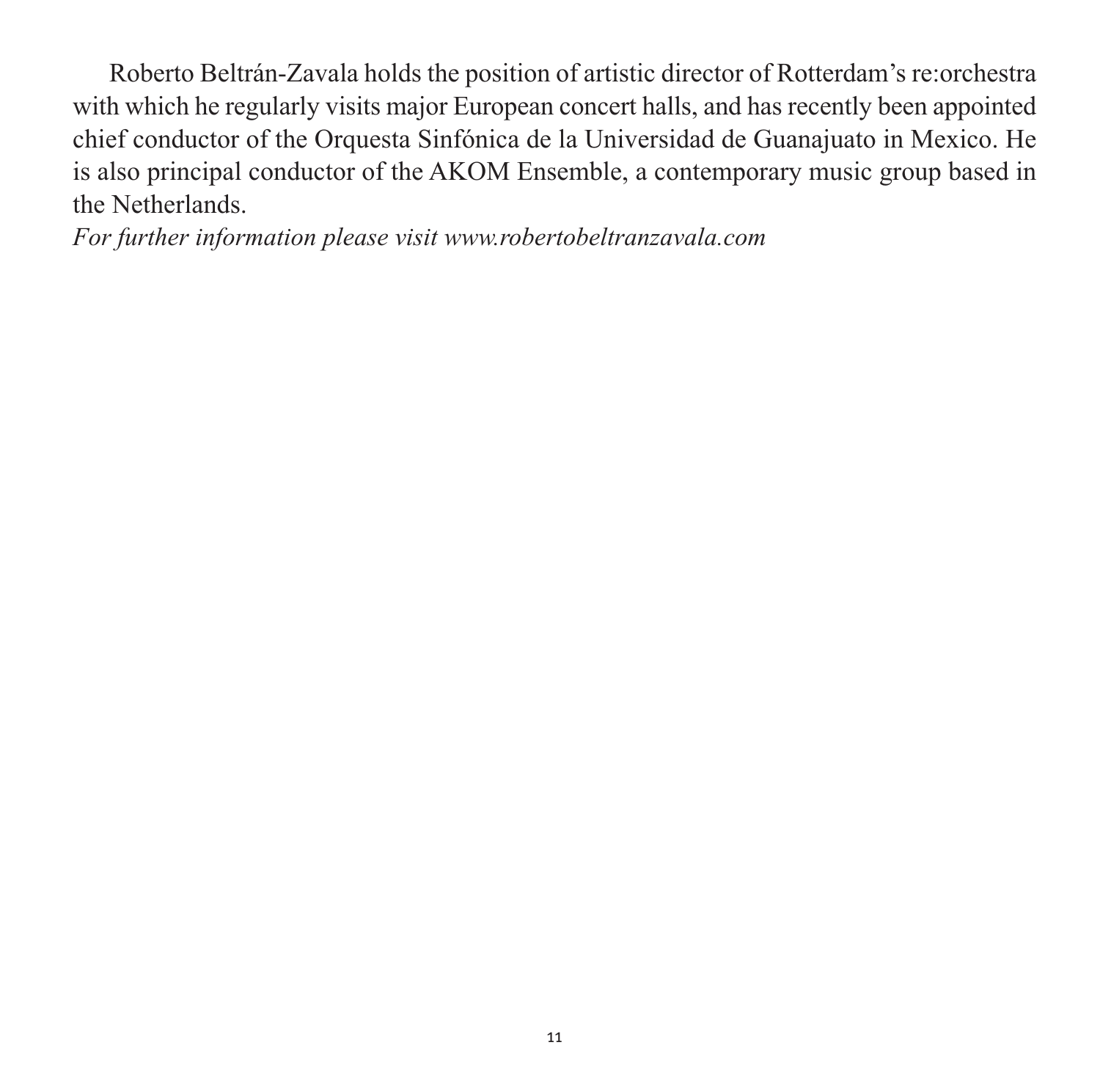Roberto Beltrán-Zavala holds the position of artistic director of Rotterdam's re:orchestra with which he regularly visits major European concert halls, and has recently been appointed chief conductor of the Orquesta Sinfónica de la Universidad de Guanajuato in Mexico. He is also principal conductor of the AKOM Ensemble, a contemporary music group based in the Netherlands.

*For further information please visit www.robertobeltranzavala.com*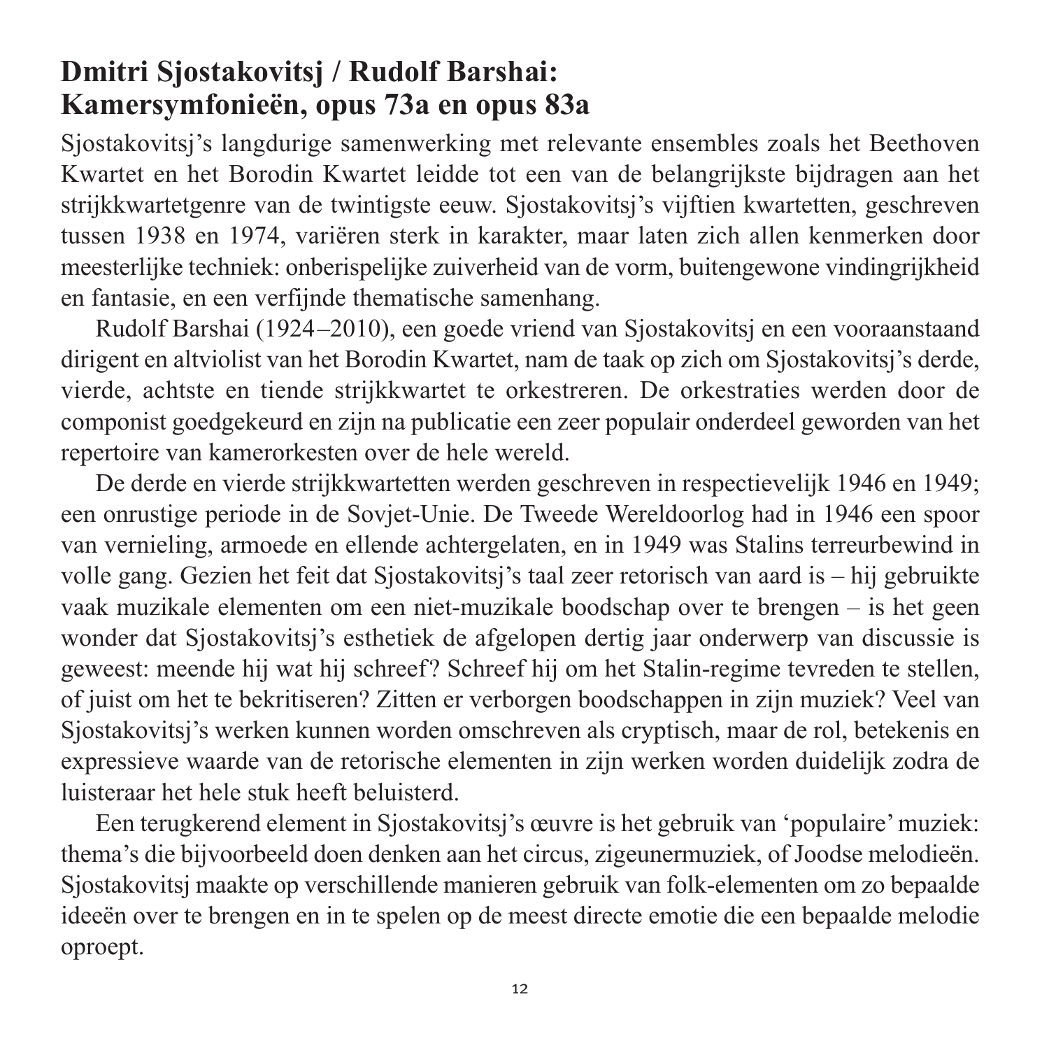## Dmitri Sjostakovitsj / Rudolf Barshai: Kamersymfonieën, opus 73a en opus 83a

Sjostakovitsj's langdurige samenwerking met relevante ensembles zoals het Beethoven Kwartet en het Borodin Kwartet leidde tot een van de belangrijkste bijdragen aan het strijkkwartetgenre van de twintigste eeuw. Sjostakovitsj's vijftien kwartetten, geschreven tussen 1938 en 1974, variëren sterk in karakter, maar laten zich allen kenmerken door meesterlijke techniek: onberispelijke zuiverheid van de vorm, buitengewone vindingrijkheid en fantasie, en een verfijnde thematische samenhang.

Rudolf Barshai (1924–2010), een goede vriend van Sjostakovitsj en een vooraanstaand dirigent en altviolist van het Borodin Kwartet, nam de taak op zich om Sjostakovitsj's derde, vierde, achtste en tiende strijkkwartet te orkestreren. De orkestraties werden door de componist goedgekeurd en zijn na publicatie een zeer populair onderdeel geworden van het repertoire van kamerorkesten over de hele wereld.

De derde en vierde strijkkwartetten werden geschreven in respectievelijk 1946 en 1949; een onrustige periode in de Sovjet-Unie. De Tweede Wereldoorlog had in 1946 een spoor van vernieling, armoede en ellende achtergelaten, en in 1949 was Stalins terreurbewind in volle gang. Gezien het feit dat Sjostakovitsj's taal zeer retorisch van aard is – hij gebruikte vaak muzikale elementen om een niet-muzikale boodschap over te brengen – is het geen wonder dat Sjostakovitsj's esthetiek de afgelopen dertig jaar onderwerp van discussie is geweest: meende hij wat hij schreef? Schreef hij om het Stalin-regime tevreden te stellen, of juist om het te bekritiseren? Zitten er verborgen boodschappen in zijn muziek? Veel van Sjostakovitsj's werken kunnen worden omschreven als cryptisch, maar de rol, betekenis en expressieve waarde van de retorische elementen in zijn werken worden duidelijk zodra de luisteraar het hele stuk heeft beluisterd.

Een terugkerend element in Sjostakovitsj's œuvre is het gebruik van 'populaire' muziek: thema's die bijvoorbeeld doen denken aan het circus, zigeunermuziek, of Joodse melodieën. Sjostakovitsj maakte op verschillende manieren gebruik van folk-elementen om zo bepaalde ideeën over te brengen en in te spelen op de meest directe emotie die een bepaalde melodie oproept.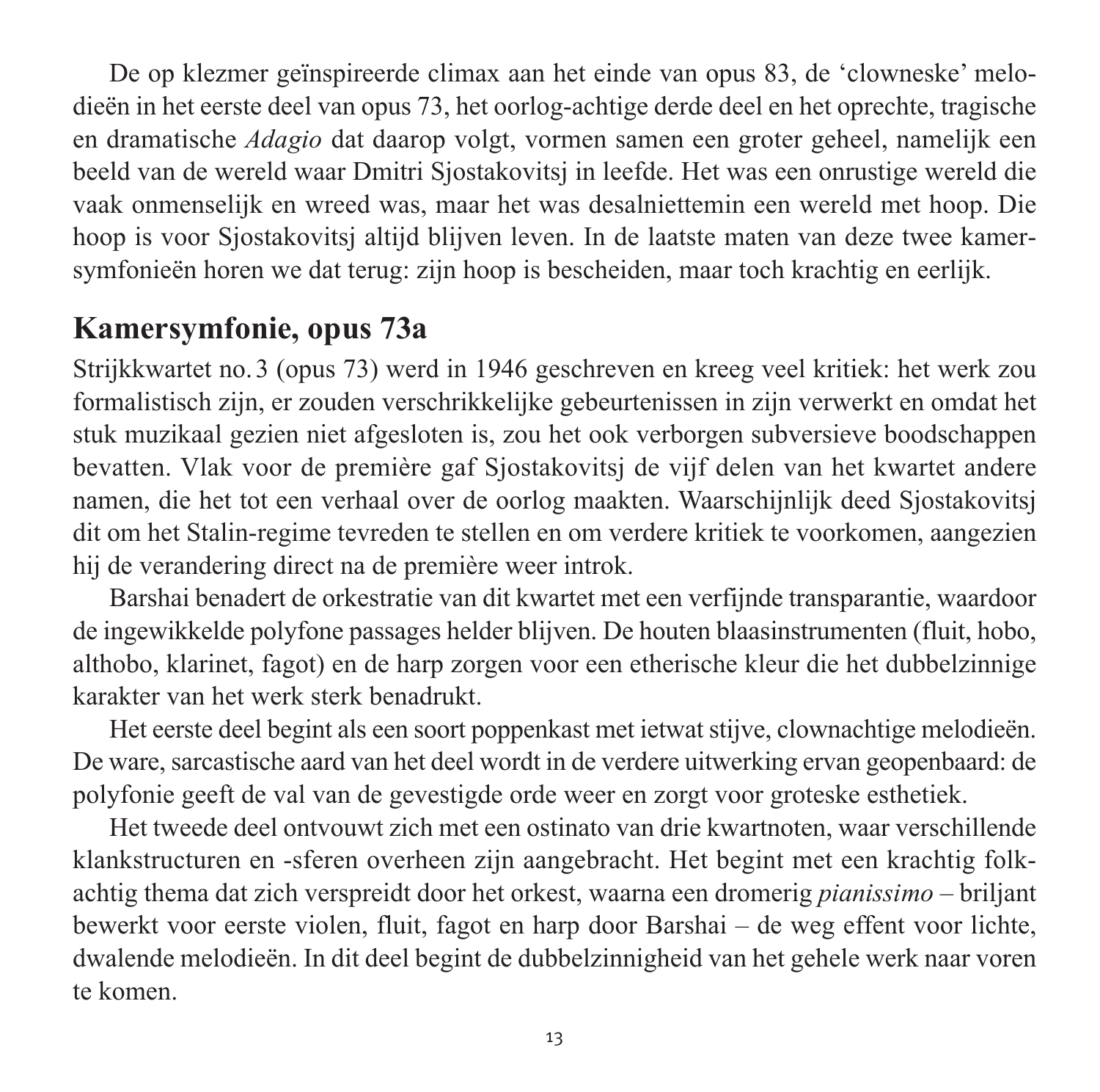De op klezmer geïnspireerde climax aan het einde van opus 83, de 'clowneske' melodieën in het eerste deel van opus 73, het oorlog-achtige derde deel en het oprechte, tragische en dramatische *Adagio* dat daarop volgt, vormen samen een groter geheel, namelijk een beeld van de wereld waar Dmitri Sjostakovitsj in leefde. Het was een onrustige wereld die vaak onmenselijk en wreed was, maar het was desalniettemin een wereld met hoop. Die hoop is voor Sjostakovitsj altijd blijven leven. In de laatste maten van deze twee kamersymfonieën horen we dat terug: zijn hoop is bescheiden, maar toch krachtig en eerlijk.

## Kamersymfonie, opus 73a

Strijkkwartet no. 3 (opus 73) werd in 1946 geschreven en kreeg veel kritiek: het werk zou formalistisch zijn, er zouden verschrikkelijke gebeurtenissen in zijn verwerkt en omdat het stuk muzikaal gezien niet afgesloten is, zou het ook verborgen subversieve boodschappen bevatten. Vlak voor de première gaf Sjostakovitsj de vijf delen van het kwartet andere namen, die het tot een verhaal over de oorlog maakten. Waarschijnlijk deed Sjostakovitsj dit om het Stalin-regime tevreden te stellen en om verdere kritiek te voorkomen, aangezien hij de verandering direct na de première weer introk.

Barshai benadert de orkestratie van dit kwartet met een verfijnde transparantie, waardoor de ingewikkelde polyfone passages helder blijven. De houten blaasinstrumenten (fluit, hobo, althobo, klarinet, fagot) en de harp zorgen voor een etherische kleur die het dubbelzinnige karakter van het werk sterk benadrukt.

Het eerste deel begint als een soort poppenkast met ietwat stijve, clownachtige melodieën. De ware, sarcastische aard van het deel wordt in de verdere uitwerking ervan geopenbaard: de polyfonie geeft de val van de gevestigde orde weer en zorgt voor groteske esthetiek.

Het tweede deel ontvouwt zich met een ostinato van drie kwartnoten, waar verschillende klankstructuren en -sferen overheen zijn aangebracht. Het begint met een krachtig folkachtig thema dat zich verspreidt door het orkest, waarna een dromerig *pianissimo* – briljant bewerkt voor eerste violen, fluit, fagot en harp door Barshai – de weg effent voor lichte, dwalende melodieën. In dit deel begint de dubbelzinnigheid van het gehele werk naar voren te komen.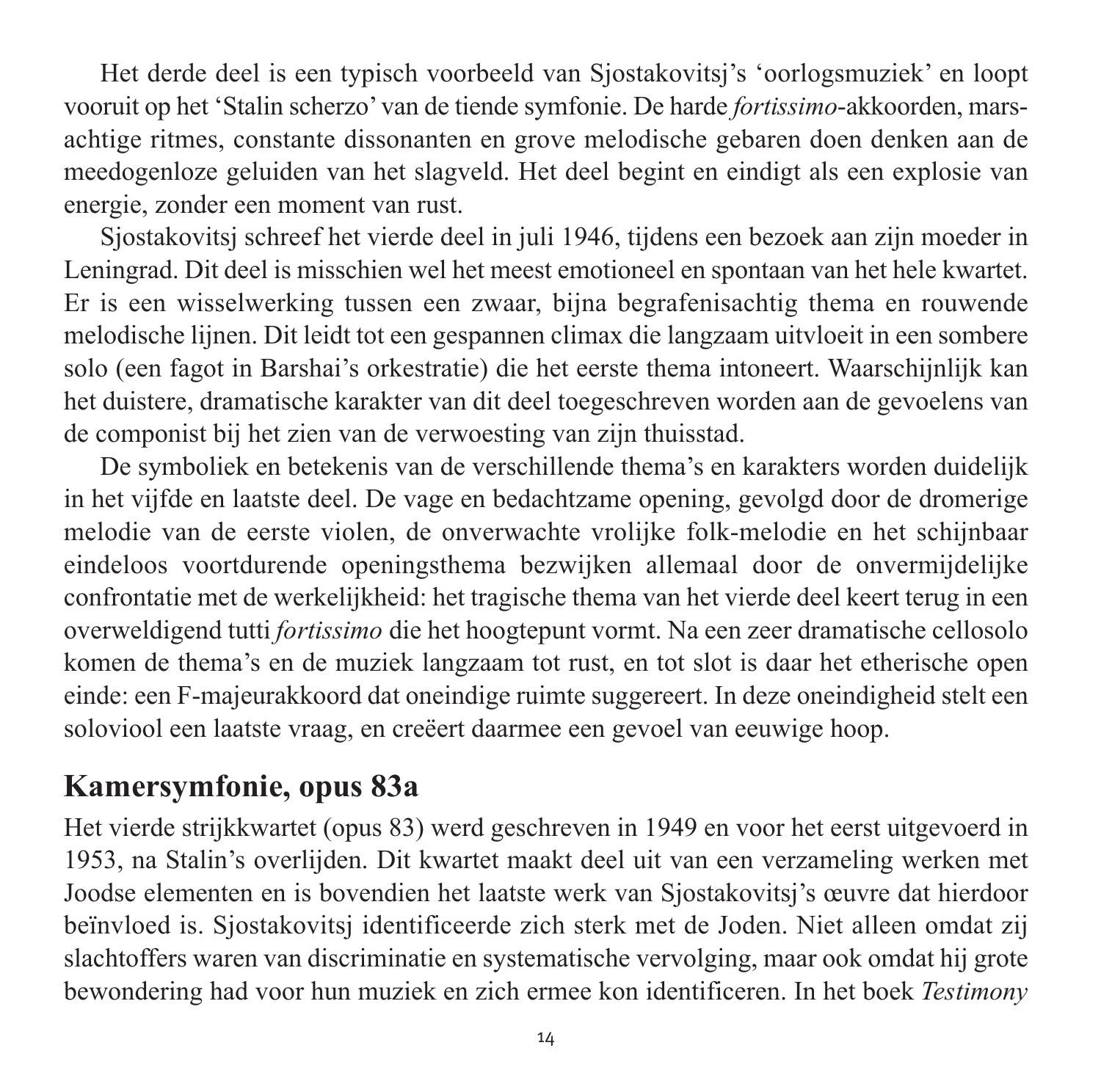Het derde deel is een typisch voorbeeld van Sjostakovitsj's 'oorlogsmuziek' en loopt vooruit op het 'Stalin scherzo' van de tiende symfonie. De harde *fortissimo*-akkoorden, marsachtige ritmes, constante dissonanten en grove melodische gebaren doen denken aan de meedogenloze geluiden van het slagveld. Het deel begint en eindigt als een explosie van energie, zonder een moment van rust.

Sjostakovitsj schreef het vierde deel in juli 1946, tijdens een bezoek aan zijn moeder in Leningrad. Dit deel is misschien wel het meest emotioneel en spontaan van het hele kwartet. Er is een wisselwerking tussen een zwaar, bijna begrafenisachtig thema en rouwende melodische lijnen. Dit leidt tot een gespannen climax die langzaam uitvloeit in een sombere solo (een fagot in Barshai's orkestratie) die het eerste thema intoneert. Waarschijnlijk kan het duistere, dramatische karakter van dit deel toegeschreven worden aan de gevoelens van de componist bij het zien van de verwoesting van zijn thuisstad.

De symboliek en betekenis van de verschillende thema's en karakters worden duidelijk in het vijfde en laatste deel. De vage en bedachtzame opening, gevolgd door de dromerige melodie van de eerste violen, de onverwachte vrolijke folk-melodie en het schijnbaar eindeloos voortdurende openingsthema bezwijken allemaal door de onvermijdelijke confrontatie met de werkelijkheid: het tragische thema van het vierde deel keert terug in een overweldigend tutti *fortissimo* die het hoogtepunt vormt. Na een zeer dramatische cellosolo komen de thema's en de muziek langzaam tot rust, en tot slot is daar het etherische open einde: een F-majeurakkoord dat oneindige ruimte suggereert. In deze oneindigheid stelt een soloviool een laatste vraag, en creëert daarmee een gevoel van eeuwige hoop.

## Kamersymfonie, opus 83a

Het vierde strijkkwartet (opus 83) werd geschreven in 1949 en voor het eerst uitgevoerd in 1953, na Stalin's overlijden. Dit kwartet maakt deel uit van een verzameling werken met Joodse elementen en is bovendien het laatste werk van Sjostakovitsj's œuvre dat hierdoor beïnvloed is. Sjostakovitsj identificeerde zich sterk met de Joden. Niet alleen omdat zij slachtoffers waren van discriminatie en systematische vervolging, maar ook omdat hij grote bewondering had voor hun muziek en zich ermee kon identificeren. In het boek *Testimony*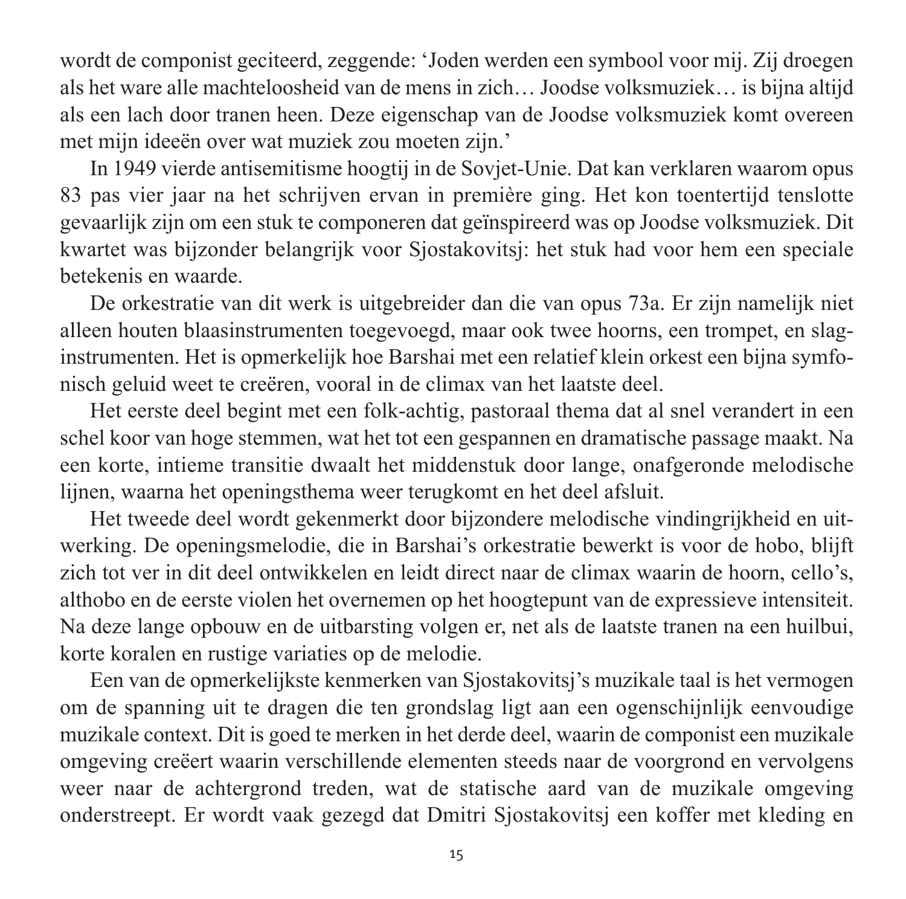wordt de componist geciteerd, zeggende: 'Joden werden een symbool voor mij. Zij droegen als het ware alle machteloosheid van de mens in zich… Joodse volksmuziek… is bijna altijd als een lach door tranen heen. Deze eigenschap van de Joodse volksmuziek komt overeen met mijn ideeën over wat muziek zou moeten zijn.'

In 1949 vierde antisemitisme hoogtij in de Sovjet-Unie. Dat kan verklaren waarom opus 83 pas vier jaar na het schrijven ervan in première ging. Het kon toentertijd tenslotte gevaarlijk zijn om een stuk te componeren dat geïnspireerd was op Joodse volksmuziek. Dit kwartet was bijzonder belangrijk voor Sjostakovitsj: het stuk had voor hem een speciale betekenis en waarde.

De orkestratie van dit werk is uitgebreider dan die van opus 73a. Er zijn namelijk niet alleen houten blaasinstrumenten toegevoegd, maar ook twee hoorns, een trompet, en slaginstrumenten. Het is opmerkelijk hoe Barshai met een relatief klein orkest een bijna symfonisch geluid weet te creëren, vooral in de climax van het laatste deel.

Het eerste deel begint met een folk-achtig, pastoraal thema dat al snel verandert in een schel koor van hoge stemmen, wat het tot een gespannen en dramatische passage maakt. Na een korte, intieme transitie dwaalt het middenstuk door lange, onafgeronde melodische lijnen, waarna het openingsthema weer terugkomt en het deel afsluit.

Het tweede deel wordt gekenmerkt door bijzondere melodische vindingrijkheid en uitwerking. De openingsmelodie, die in Barshai's orkestratie bewerkt is voor de hobo, blijft zich tot ver in dit deel ontwikkelen en leidt direct naar de climax waarin de hoorn, cello's, althobo en de eerste violen het overnemen op het hoogtepunt van de expressieve intensiteit. Na deze lange opbouw en de uitbarsting volgen er, net als de laatste tranen na een huilbui, korte koralen en rustige variaties op de melodie.

Een van de opmerkelijkste kenmerken van Sjostakovitsj's muzikale taal is het vermogen om de spanning uit te dragen die ten grondslag ligt aan een ogenschijnlijk eenvoudige muzikale context. Dit is goed te merken in het derde deel, waarin de componist een muzikale omgeving creëert waarin verschillende elementen steeds naar de voorgrond en vervolgens weer naar de achtergrond treden, wat de statische aard van de muzikale omgeving onderstreept. Er wordt vaak gezegd dat Dmitri Sjostakovitsj een koffer met kleding en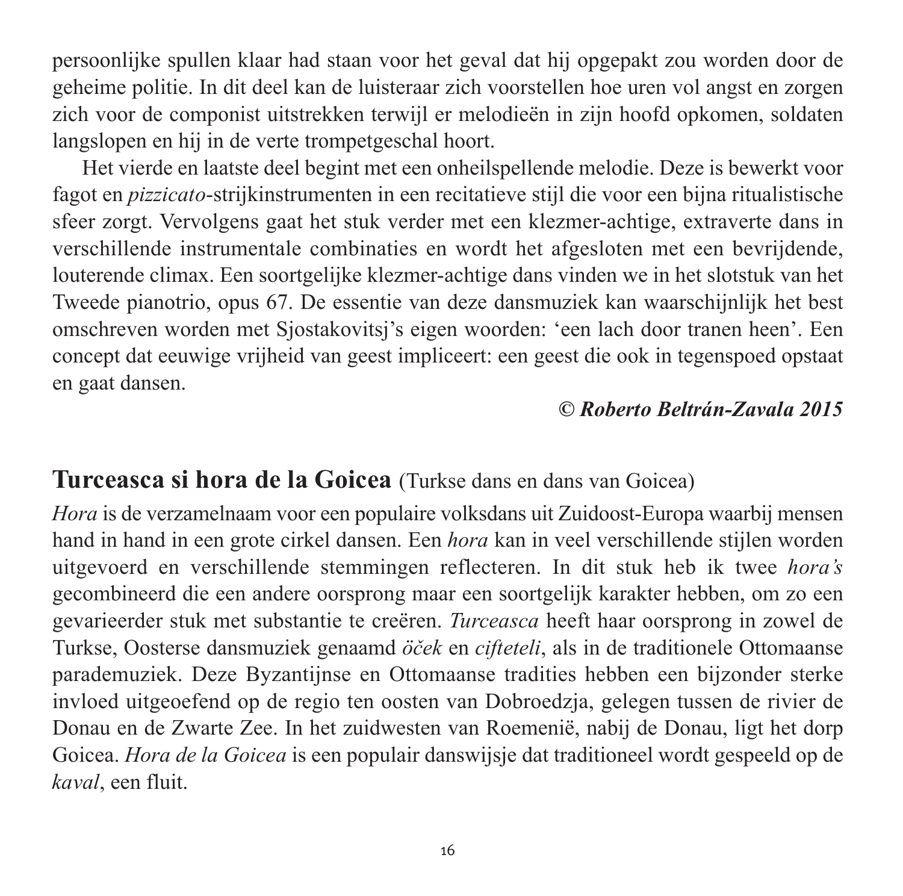persoonlijke spullen klaar had staan voor het geval dat hij opgepakt zou worden door de geheime politie. In dit deel kan de luisteraar zich voorstellen hoe uren vol angst en zorgen zich voor de componist uitstrekken terwijl er melodieën in zijn hoofd opkomen, soldaten langslopen en hij in de verte trompetgeschal hoort.

Het vierde en laatste deel begint met een onheilspellende melodie. Deze is bewerkt voor fagot en *pizzicato*-strijkinstrumenten in een recitatieve stijl die voor een bijna ritualistische sfeer zorgt. Vervolgens gaat het stuk verder met een klezmer-achtige, extraverte dans in verschillende instrumentale combinaties en wordt het afgesloten met een bevrijdende, louterende climax. Een soortgelijke klezmer-achtige dans vinden we in het slotstuk van het Tweede pianotrio, opus 67. De essentie van deze dansmuziek kan waarschijnlijk het best omschreven worden met Sjostakovitsj's eigen woorden: 'een lach door tranen heen'. Een concept dat eeuwige vrijheid van geest impliceert: een geest die ook in tegenspoed opstaat en gaat dansen.

***© Roberto Beltrán-Zavala 2015***

## **Turceasca si hora de la Goicea** (Turkse dans en dans van Goicea)

*Hora* is de verzamelnaam voor een populaire volksdans uit Zuidoost-Europa waarbij mensen hand in hand in een grote cirkel dansen. Een *hora* kan in veel verschillende stijlen worden uitgevoerd en verschillende stemmingen reflecteren. In dit stuk heb ik twee *hora's* gecombineerd die een andere oorsprong maar een soortgelijk karakter hebben, om zo een gevarieerder stuk met substantie te creëren. *Turceasca* heeft haar oorsprong in zowel de Turkse, Oosterse dansmuziek genaamd *öček* en *cifteteli*, als in de traditionele Ottomaanse parademuziek. Deze Byzantijnse en Ottomaanse tradities hebben een bijzonder sterke invloed uitgeoefend op de regio ten oosten van Dobroedzja, gelegen tussen de rivier de Donau en de Zwarte Zee. In het zuidwesten van Roemenië, nabij de Donau, ligt het dorp Goicea. *Hora de la Goicea* is een populair danswijsje dat traditioneel wordt gespeeld op de *kaval*, een fluit.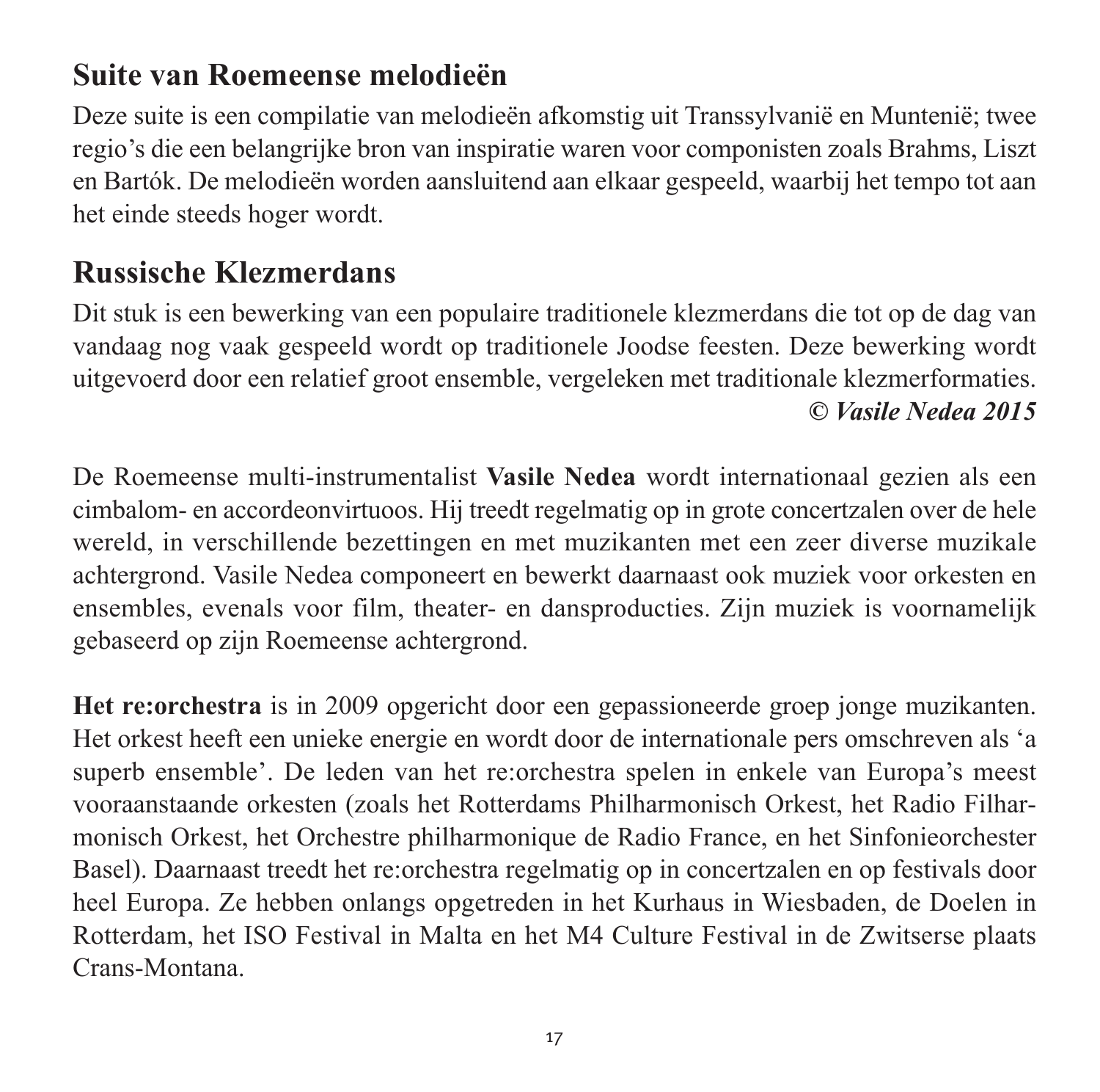## Suite van Roemeense melodieën

Deze suite is een compilatie van melodieën afkomstig uit Transsylvanië en Muntenië; twee regio's die een belangrijke bron van inspiratie waren voor componisten zoals Brahms, Liszt en Bartók. De melodieën worden aansluitend aan elkaar gespeeld, waarbij het tempo tot aan het einde steeds hoger wordt.

## Russische Klezmerdans

Dit stuk is een bewerking van een populaire traditionele klezmerdans die tot op de dag van vandaag nog vaak gespeeld wordt op traditionele Joodse feesten. Deze bewerking wordt uitgevoerd door een relatief groot ensemble, vergeleken met traditionale klezmerformaties.

***© Vasile Nedea 2015***

De Roemeense multi-instrumentalist **Vasile Nedea** wordt internationaal gezien als een cimbalom- en accordeonvirtuoos. Hij treedt regelmatig op in grote concertzalen over de hele wereld, in verschillende bezettingen en met muzikanten met een zeer diverse muzikale achtergrond. Vasile Nedea componeert en bewerkt daarnaast ook muziek voor orkesten en ensembles, evenals voor film, theater- en dansproducties. Zijn muziek is voornamelijk gebaseerd op zijn Roemeense achtergrond.

**Het re:orchestra** is in 2009 opgericht door een gepassioneerde groep jonge muzikanten. Het orkest heeft een unieke energie en wordt door de internationale pers omschreven als 'a superb ensemble'. De leden van het re:orchestra spelen in enkele van Europa's meest vooraanstaande orkesten (zoals het Rotterdams Philharmonisch Orkest, het Radio Filharmonisch Orkest, het Orchestre philharmonique de Radio France, en het Sinfonieorchester Basel). Daarnaast treedt het re:orchestra regelmatig op in concertzalen en op festivals door heel Europa. Ze hebben onlangs opgetreden in het Kurhaus in Wiesbaden, de Doelen in Rotterdam, het ISO Festival in Malta en het M4 Culture Festival in de Zwitserse plaats Crans-Montana.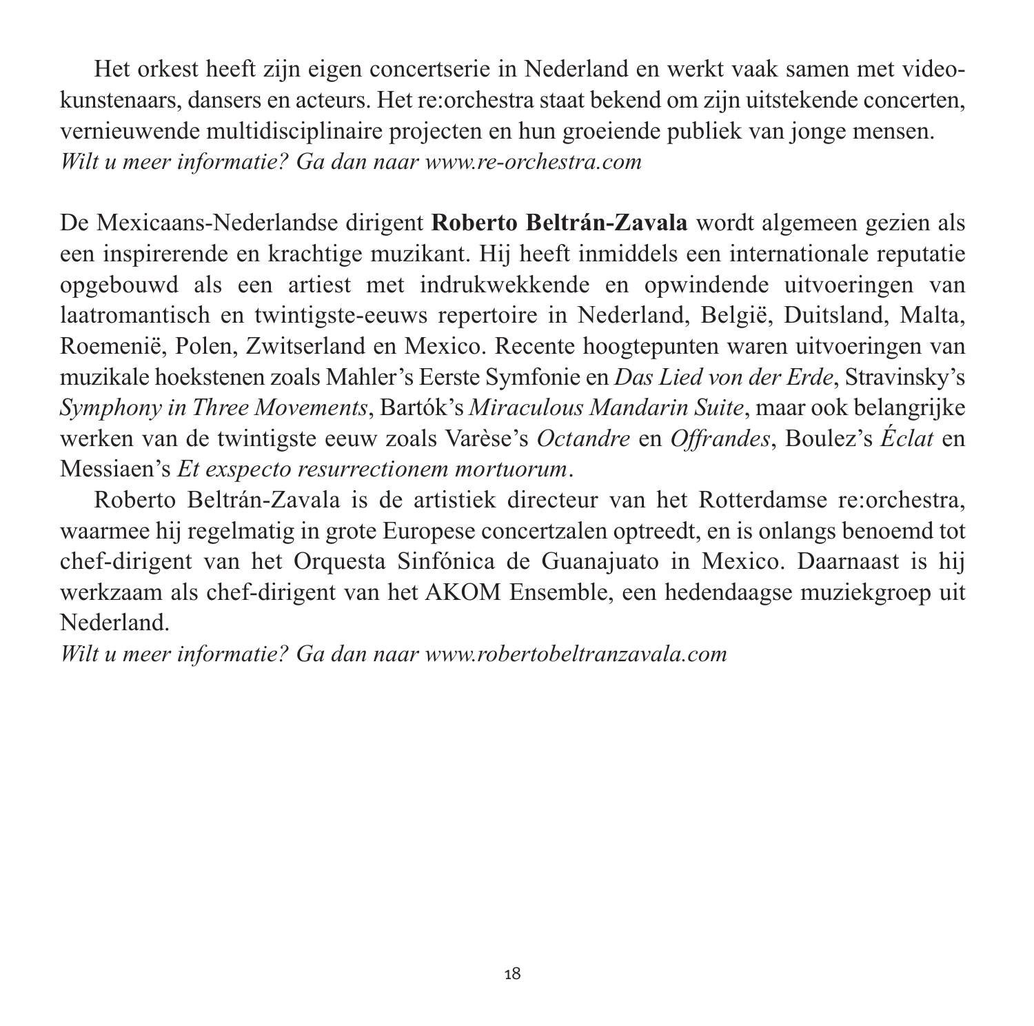Het orkest heeft zijn eigen concertserie in Nederland en werkt vaak samen met videokunstenaars, dansers en acteurs. Het re:orchestra staat bekend om zijn uitstekende concerten, vernieuwende multidisciplinaire projecten en hun groeiende publiek van jonge mensen.
*Wilt u meer informatie? Ga dan naar www.re-orchestra.com*

De Mexicaans-Nederlandse dirigent **Roberto Beltrán-Zavala** wordt algemeen gezien als een inspirerende en krachtige muzikant. Hij heeft inmiddels een internationale reputatie opgebouwd als een artiest met indrukwekkende en opwindende uitvoeringen van laatromantisch en twintigste-eeuws repertoire in Nederland, België, Duitsland, Malta, Roemenië, Polen, Zwitserland en Mexico. Recente hoogtepunten waren uitvoeringen van muzikale hoekstenen zoals Mahler's Eerste Symfonie en *Das Lied von der Erde*, Stravinsky's *Symphony in Three Movements*, Bartók's *Miraculous Mandarin Suite*, maar ook belangrijke werken van de twintigste eeuw zoals Varèse's *Octandre* en *Offrandes*, Boulez's *Éclat* en Messiaen's *Et exspecto resurrectionem mortuorum*.

Roberto Beltrán-Zavala is de artistiek directeur van het Rotterdamse re:orchestra, waarmee hij regelmatig in grote Europese concertzalen optreedt, en is onlangs benoemd tot chef-dirigent van het Orquesta Sinfónica de Guanajuato in Mexico. Daarnaast is hij werkzaam als chef-dirigent van het AKOM Ensemble, een hedendaagse muziekgroep uit Nederland.
*Wilt u meer informatie? Ga dan naar www.robertobeltranzavala.com*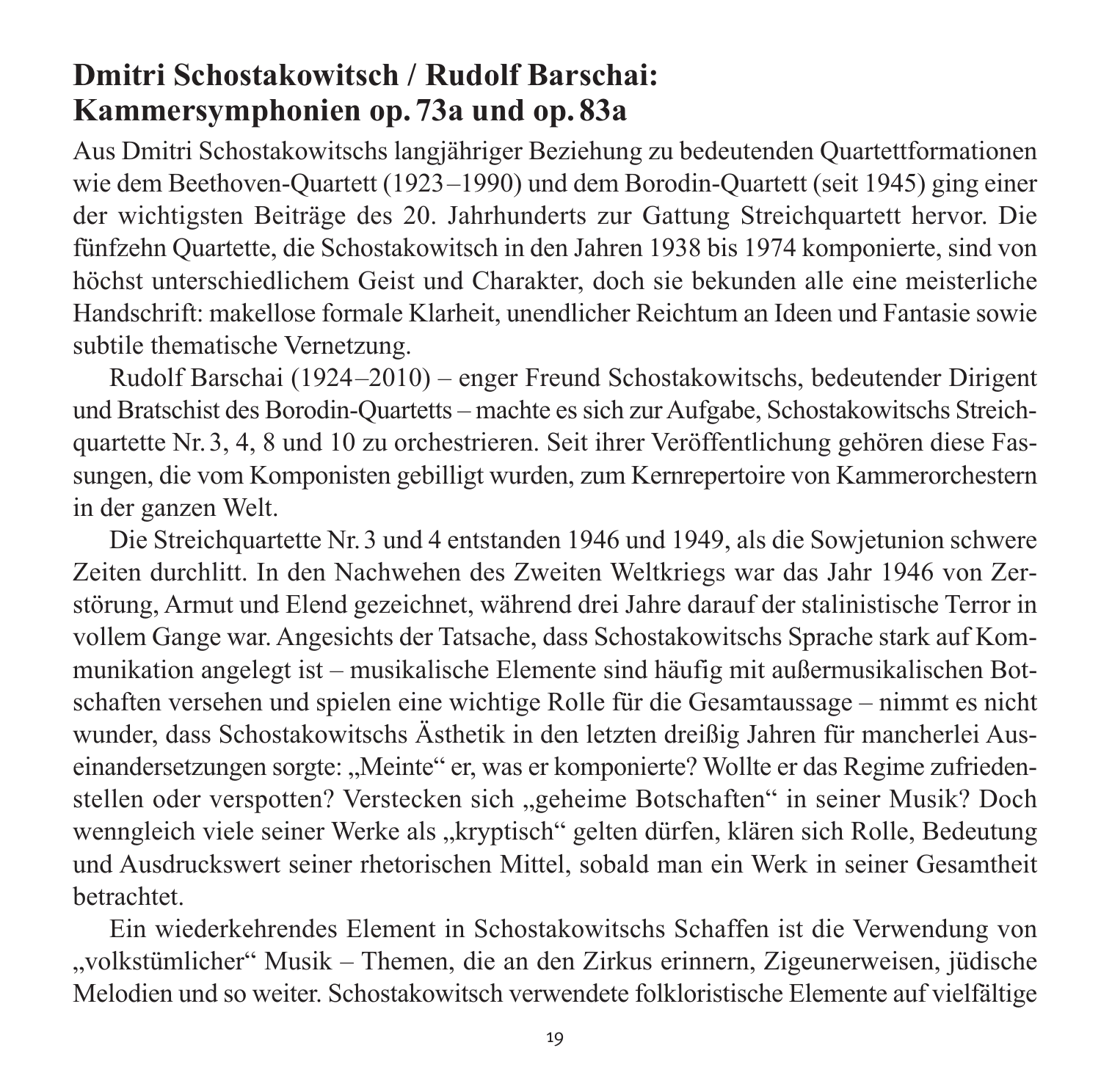## Dmitri Schostakowitsch / Rudolf Barschai: Kammersymphonien op. 73a und op. 83a

Aus Dmitri Schostakowitschs langjähriger Beziehung zu bedeutenden Quartettformationen wie dem Beethoven-Quartett (1923–1990) und dem Borodin-Quartett (seit 1945) ging einer der wichtigsten Beiträge des 20. Jahrhunderts zur Gattung Streichquartett hervor. Die fünfzehn Quartette, die Schostakowitsch in den Jahren 1938 bis 1974 komponierte, sind von höchst unterschiedlichem Geist und Charakter, doch sie bekunden alle eine meisterliche Handschrift: makellose formale Klarheit, unendlicher Reichtum an Ideen und Fantasie sowie subtile thematische Vernetzung.

Rudolf Barschai (1924–2010) – enger Freund Schostakowitschs, bedeutender Dirigent und Bratschist des Borodin-Quartetts – machte es sich zur Aufgabe, Schostakowitschs Streichquartette Nr. 3, 4, 8 und 10 zu orchestrieren. Seit ihrer Veröffentlichung gehören diese Fassungen, die vom Komponisten gebilligt wurden, zum Kernrepertoire von Kammerorchestern in der ganzen Welt.

Die Streichquartette Nr. 3 und 4 entstanden 1946 und 1949, als die Sowjetunion schwere Zeiten durchlitt. In den Nachwehen des Zweiten Weltkriegs war das Jahr 1946 von Zerstörung, Armut und Elend gezeichnet, während drei Jahre darauf der stalinistische Terror in vollem Gange war. Angesichts der Tatsache, dass Schostakowitschs Sprache stark auf Kommunikation angelegt ist – musikalische Elemente sind häufig mit außermusikalischen Botschaften versehen und spielen eine wichtige Rolle für die Gesamtaussage – nimmt es nicht wunder, dass Schostakowitschs Ästhetik in den letzten dreißig Jahren für mancherlei Auseinandersetzungen sorgte: „Meinte" er, was er komponierte? Wollte er das Regime zufriedenstellen oder verspotten? Verstecken sich „geheime Botschaften" in seiner Musik? Doch wenngleich viele seiner Werke als „kryptisch" gelten dürfen, klären sich Rolle, Bedeutung und Ausdruckswert seiner rhetorischen Mittel, sobald man ein Werk in seiner Gesamtheit betrachtet.

Ein wiederkehrendes Element in Schostakowitschs Schaffen ist die Verwendung von „volkstümlicher" Musik – Themen, die an den Zirkus erinnern, Zigeunerweisen, jüdische Melodien und so weiter. Schostakowitsch verwendete folkloristische Elemente auf vielfältige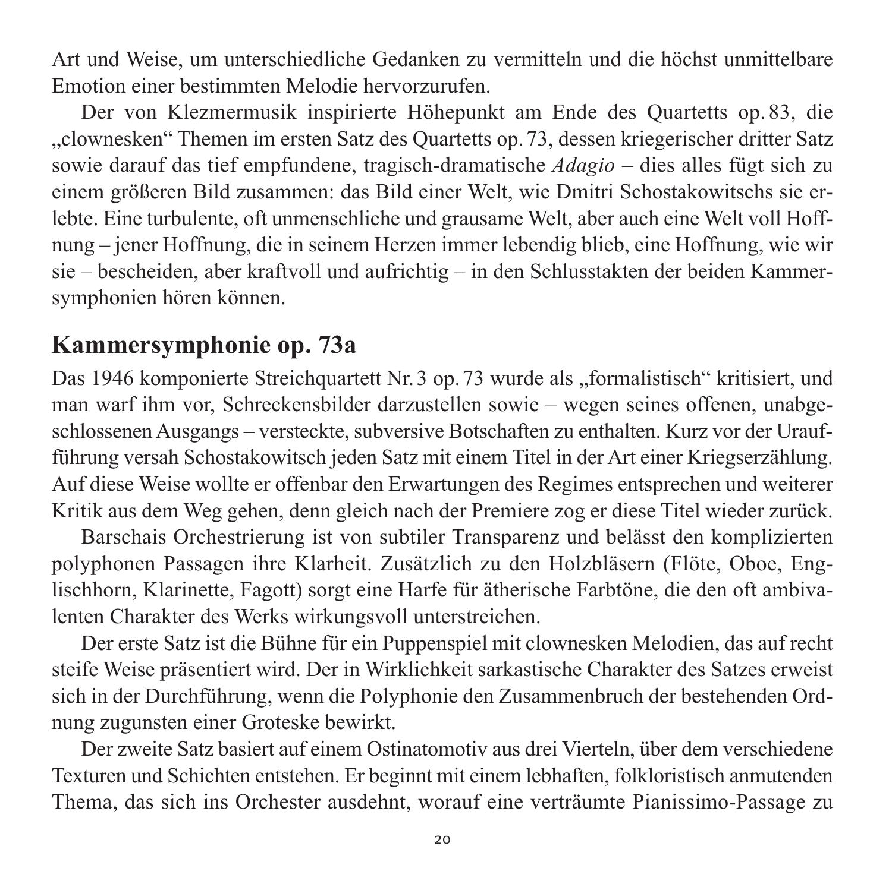Art und Weise, um unterschiedliche Gedanken zu vermitteln und die höchst unmittelbare Emotion einer bestimmten Melodie hervorzurufen.

Der von Klezmermusik inspirierte Höhepunkt am Ende des Quartetts op. 83, die „clownesken" Themen im ersten Satz des Quartetts op. 73, dessen kriegerischer dritter Satz sowie darauf das tief empfundene, tragisch-dramatische *Adagio* – dies alles fügt sich zu einem größeren Bild zusammen: das Bild einer Welt, wie Dmitri Schostakowitschs sie erlebte. Eine turbulente, oft unmenschliche und grausame Welt, aber auch eine Welt voll Hoffnung – jener Hoffnung, die in seinem Herzen immer lebendig blieb, eine Hoffnung, wie wir sie – bescheiden, aber kraftvoll und aufrichtig – in den Schlusstakten der beiden Kammersymphonien hören können.

## Kammersymphonie op. 73a

Das 1946 komponierte Streichquartett Nr. 3 op. 73 wurde als „formalistisch" kritisiert, und man warf ihm vor, Schreckensbilder darzustellen sowie – wegen seines offenen, unabgeschlossenen Ausgangs – versteckte, subversive Botschaften zu enthalten. Kurz vor der Uraufführung versah Schostakowitsch jeden Satz mit einem Titel in der Art einer Kriegserzählung. Auf diese Weise wollte er offenbar den Erwartungen des Regimes entsprechen und weiterer Kritik aus dem Weg gehen, denn gleich nach der Premiere zog er diese Titel wieder zurück.

Barschais Orchestrierung ist von subtiler Transparenz und belässt den komplizierten polyphonen Passagen ihre Klarheit. Zusätzlich zu den Holzbläsern (Flöte, Oboe, Englischhorn, Klarinette, Fagott) sorgt eine Harfe für ätherische Farbtöne, die den oft ambivalenten Charakter des Werks wirkungsvoll unterstreichen.

Der erste Satz ist die Bühne für ein Puppenspiel mit clownesken Melodien, das auf recht steife Weise präsentiert wird. Der in Wirklichkeit sarkastische Charakter des Satzes erweist sich in der Durchführung, wenn die Polyphonie den Zusammenbruch der bestehenden Ordnung zugunsten einer Groteske bewirkt.

Der zweite Satz basiert auf einem Ostinatomotiv aus drei Vierteln, über dem verschiedene Texturen und Schichten entstehen. Er beginnt mit einem lebhaften, folkloristisch anmutenden Thema, das sich ins Orchester ausdehnt, worauf eine verträumte Pianissimo-Passage zu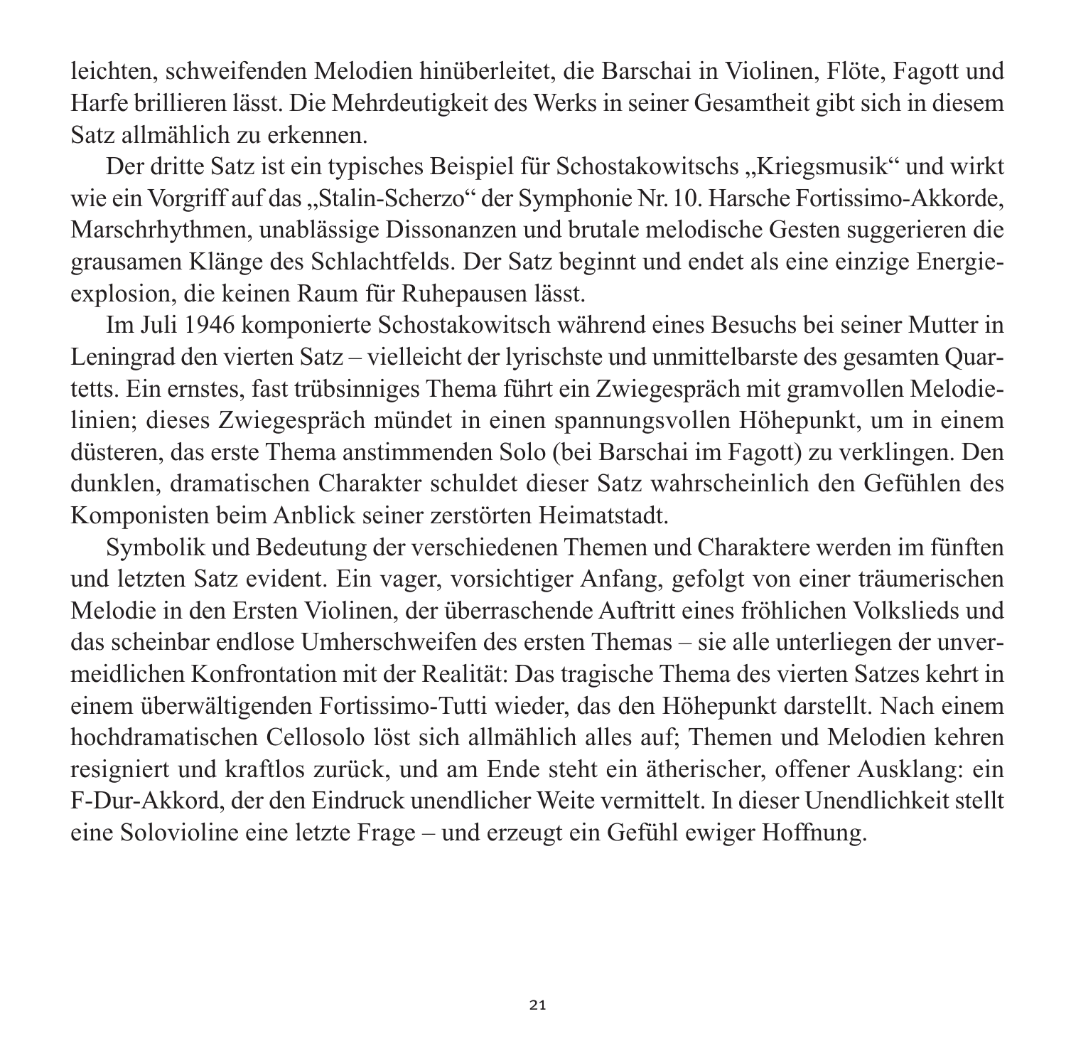leichten, schweifenden Melodien hinüberleitet, die Barschai in Violinen, Flöte, Fagott und Harfe brillieren lässt. Die Mehrdeutigkeit des Werks in seiner Gesamtheit gibt sich in diesem Satz allmählich zu erkennen.

Der dritte Satz ist ein typisches Beispiel für Schostakowitschs „Kriegsmusik" und wirkt wie ein Vorgriff auf das „Stalin-Scherzo" der Symphonie Nr. 10. Harsche Fortissimo-Akkorde, Marschrhythmen, unablässige Dissonanzen und brutale melodische Gesten suggerieren die grausamen Klänge des Schlachtfelds. Der Satz beginnt und endet als eine einzige Energieexplosion, die keinen Raum für Ruhepausen lässt.

Im Juli 1946 komponierte Schostakowitsch während eines Besuchs bei seiner Mutter in Leningrad den vierten Satz – vielleicht der lyrischste und unmittelbarste des gesamten Quartetts. Ein ernstes, fast trübsinniges Thema führt ein Zwiegespräch mit gramvollen Melodielinien; dieses Zwiegespräch mündet in einen spannungsvollen Höhepunkt, um in einem düsteren, das erste Thema anstimmenden Solo (bei Barschai im Fagott) zu verklingen. Den dunklen, dramatischen Charakter schuldet dieser Satz wahrscheinlich den Gefühlen des Komponisten beim Anblick seiner zerstörten Heimatstadt.

Symbolik und Bedeutung der verschiedenen Themen und Charaktere werden im fünften und letzten Satz evident. Ein vager, vorsichtiger Anfang, gefolgt von einer träumerischen Melodie in den Ersten Violinen, der überraschende Auftritt eines fröhlichen Volkslieds und das scheinbar endlose Umherschweifen des ersten Themas – sie alle unterliegen der unvermeidlichen Konfrontation mit der Realität: Das tragische Thema des vierten Satzes kehrt in einem überwältigenden Fortissimo-Tutti wieder, das den Höhepunkt darstellt. Nach einem hochdramatischen Cellosolo löst sich allmählich alles auf; Themen und Melodien kehren resigniert und kraftlos zurück, und am Ende steht ein ätherischer, offener Ausklang: ein F-Dur-Akkord, der den Eindruck unendlicher Weite vermittelt. In dieser Unendlichkeit stellt eine Solovioline eine letzte Frage – und erzeugt ein Gefühl ewiger Hoffnung.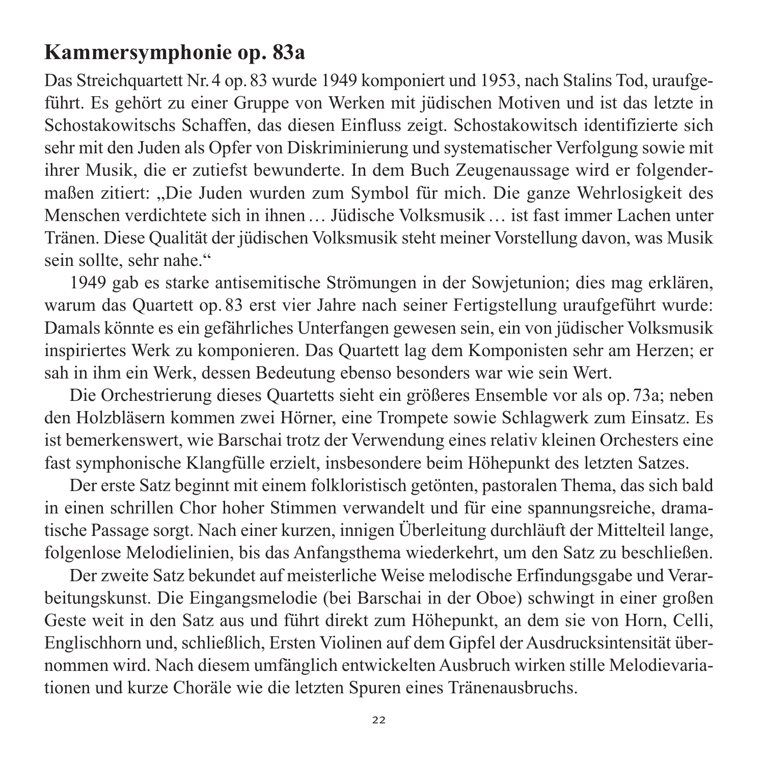## Kammersymphonie op. 83a

Das Streichquartett Nr. 4 op. 83 wurde 1949 komponiert und 1953, nach Stalins Tod, uraufgeführt. Es gehört zu einer Gruppe von Werken mit jüdischen Motiven und ist das letzte in Schostakowitschs Schaffen, das diesen Einfluss zeigt. Schostakowitsch identifizierte sich sehr mit den Juden als Opfer von Diskriminierung und systematischer Verfolgung sowie mit ihrer Musik, die er zutiefst bewunderte. In dem Buch Zeugenaussage wird er folgendermaßen zitiert: „Die Juden wurden zum Symbol für mich. Die ganze Wehrlosigkeit des Menschen verdichtete sich in ihnen … Jüdische Volksmusik … ist fast immer Lachen unter Tränen. Diese Qualität der jüdischen Volksmusik steht meiner Vorstellung davon, was Musik sein sollte, sehr nahe."

1949 gab es starke antisemitische Strömungen in der Sowjetunion; dies mag erklären, warum das Quartett op. 83 erst vier Jahre nach seiner Fertigstellung uraufgeführt wurde: Damals könnte es ein gefährliches Unterfangen gewesen sein, ein von jüdischer Volksmusik inspiriertes Werk zu komponieren. Das Quartett lag dem Komponisten sehr am Herzen; er sah in ihm ein Werk, dessen Bedeutung ebenso besonders war wie sein Wert.

Die Orchestrierung dieses Quartetts sieht ein größeres Ensemble vor als op. 73a; neben den Holzbläsern kommen zwei Hörner, eine Trompete sowie Schlagwerk zum Einsatz. Es ist bemerkenswert, wie Barschai trotz der Verwendung eines relativ kleinen Orchesters eine fast symphonische Klangfülle erzielt, insbesondere beim Höhepunkt des letzten Satzes.

Der erste Satz beginnt mit einem folkloristisch getönten, pastoralen Thema, das sich bald in einen schrillen Chor hoher Stimmen verwandelt und für eine spannungsreiche, dramatische Passage sorgt. Nach einer kurzen, innigen Überleitung durchläuft der Mittelteil lange, folgenlose Melodielinien, bis das Anfangsthema wiederkehrt, um den Satz zu beschließen.

Der zweite Satz bekundet auf meisterliche Weise melodische Erfindungsgabe und Verarbeitungskunst. Die Eingangsmelodie (bei Barschai in der Oboe) schwingt in einer großen Geste weit in den Satz aus und führt direkt zum Höhepunkt, an dem sie von Horn, Celli, Englischhorn und, schließlich, Ersten Violinen auf dem Gipfel der Ausdrucksintensität übernommen wird. Nach diesem umfänglich entwickelten Ausbruch wirken stille Melodievariationen und kurze Choräle wie die letzten Spuren eines Tränenausbruchs.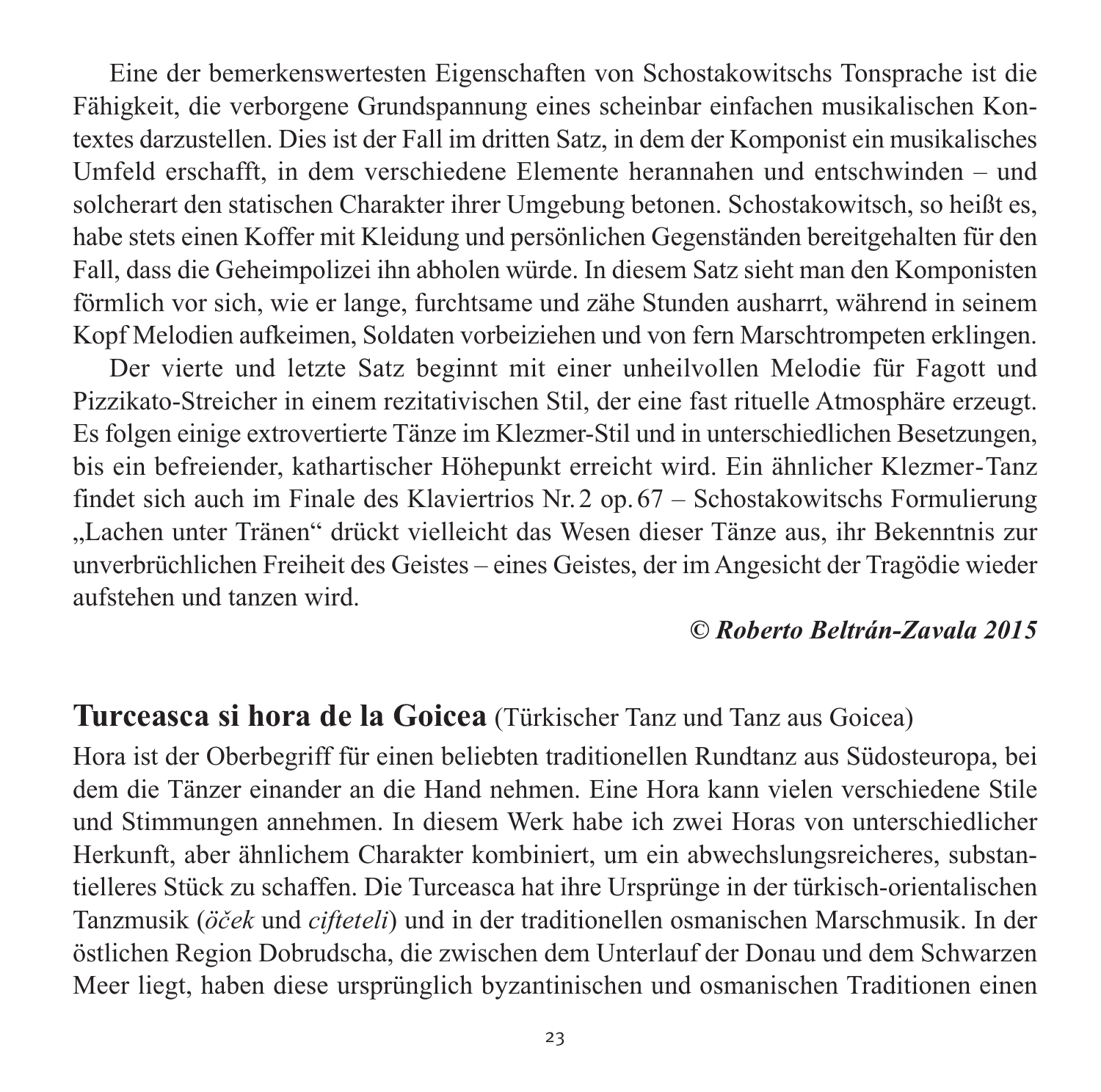Eine der bemerkenswertesten Eigenschaften von Schostakowitschs Tonsprache ist die Fähigkeit, die verborgene Grundspannung eines scheinbar einfachen musikalischen Kontextes darzustellen. Dies ist der Fall im dritten Satz, in dem der Komponist ein musikalisches Umfeld erschafft, in dem verschiedene Elemente herannahen und entschwinden – und solcherart den statischen Charakter ihrer Umgebung betonen. Schostakowitsch, so heißt es, habe stets einen Koffer mit Kleidung und persönlichen Gegenständen bereitgehalten für den Fall, dass die Geheimpolizei ihn abholen würde. In diesem Satz sieht man den Komponisten förmlich vor sich, wie er lange, furchtsame und zähe Stunden ausharrt, während in seinem Kopf Melodien aufkeimen, Soldaten vorbeiziehen und von fern Marschtrompeten erklingen.

Der vierte und letzte Satz beginnt mit einer unheilvollen Melodie für Fagott und Pizzikato-Streicher in einem rezitativischen Stil, der eine fast rituelle Atmosphäre erzeugt. Es folgen einige extrovertierte Tänze im Klezmer-Stil und in unterschiedlichen Besetzungen, bis ein befreiender, kathartischer Höhepunkt erreicht wird. Ein ähnlicher Klezmer-Tanz findet sich auch im Finale des Klaviertrios Nr. 2 op. 67 – Schostakowitschs Formulierung „Lachen unter Tränen" drückt vielleicht das Wesen dieser Tänze aus, ihr Bekenntnis zur unverbrüchlichen Freiheit des Geistes – eines Geistes, der im Angesicht der Tragödie wieder aufstehen und tanzen wird.

***© Roberto Beltrán-Zavala 2015***

## **Turceasca si hora de la Goicea** (Türkischer Tanz und Tanz aus Goicea)

Hora ist der Oberbegriff für einen beliebten traditionellen Rundtanz aus Südosteuropa, bei dem die Tänzer einander an die Hand nehmen. Eine Hora kann vielen verschiedene Stile und Stimmungen annehmen. In diesem Werk habe ich zwei Horas von unterschiedlicher Herkunft, aber ähnlichem Charakter kombiniert, um ein abwechslungsreicheres, substantielleres Stück zu schaffen. Die Turceasca hat ihre Ursprünge in der türkisch-orientalischen Tanzmusik (*öček* und *cifteteli*) und in der traditionellen osmanischen Marschmusik. In der östlichen Region Dobrudscha, die zwischen dem Unterlauf der Donau und dem Schwarzen Meer liegt, haben diese ursprünglich byzantinischen und osmanischen Traditionen einen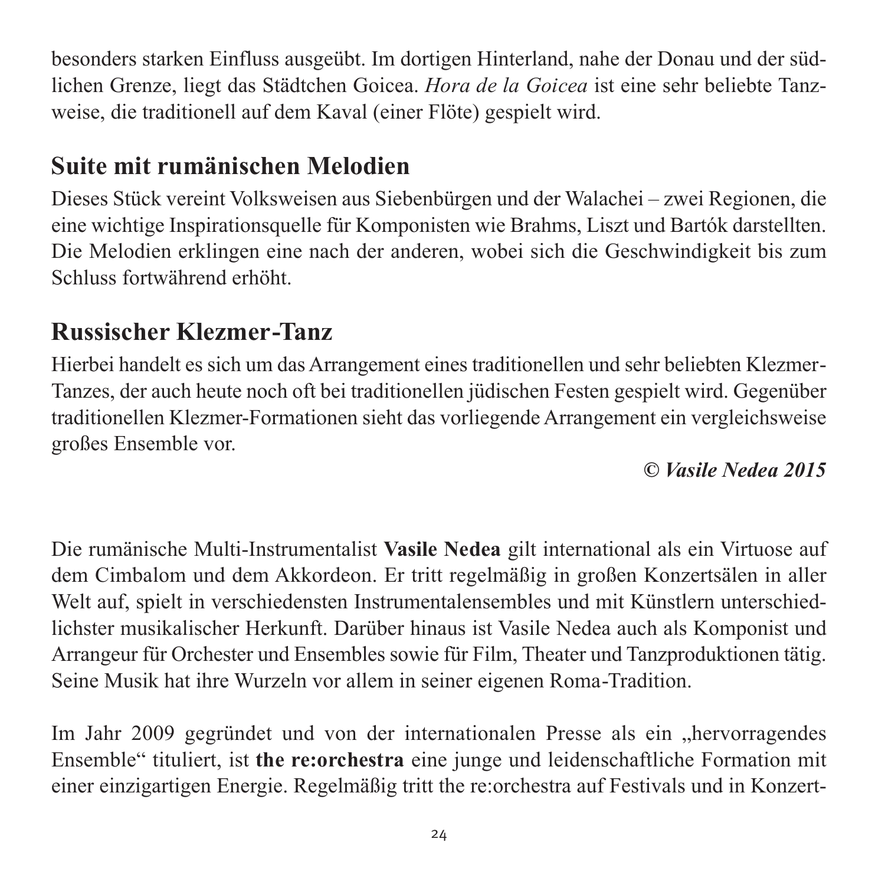besonders starken Einfluss ausgeübt. Im dortigen Hinterland, nahe der Donau und der südlichen Grenze, liegt das Städtchen Goicea. *Hora de la Goicea* ist eine sehr beliebte Tanzweise, die traditionell auf dem Kaval (einer Flöte) gespielt wird.

## Suite mit rumänischen Melodien

Dieses Stück vereint Volksweisen aus Siebenbürgen und der Walachei – zwei Regionen, die eine wichtige Inspirationsquelle für Komponisten wie Brahms, Liszt und Bartók darstellten. Die Melodien erklingen eine nach der anderen, wobei sich die Geschwindigkeit bis zum Schluss fortwährend erhöht.

## Russischer Klezmer-Tanz

Hierbei handelt es sich um das Arrangement eines traditionellen und sehr beliebten Klezmer-Tanzes, der auch heute noch oft bei traditionellen jüdischen Festen gespielt wird. Gegenüber traditionellen Klezmer-Formationen sieht das vorliegende Arrangement ein vergleichsweise großes Ensemble vor.

***© Vasile Nedea 2015***

Die rumänische Multi-Instrumentalist **Vasile Nedea** gilt international als ein Virtuose auf dem Cimbalom und dem Akkordeon. Er tritt regelmäßig in großen Konzertsälen in aller Welt auf, spielt in verschiedensten Instrumentalensembles und mit Künstlern unterschiedlichster musikalischer Herkunft. Darüber hinaus ist Vasile Nedea auch als Komponist und Arrangeur für Orchester und Ensembles sowie für Film, Theater und Tanzproduktionen tätig. Seine Musik hat ihre Wurzeln vor allem in seiner eigenen Roma-Tradition.

Im Jahr 2009 gegründet und von der internationalen Presse als ein „hervorragendes Ensemble" tituliert, ist **the re:orchestra** eine junge und leidenschaftliche Formation mit einer einzigartigen Energie. Regelmäßig tritt the re:orchestra auf Festivals und in Konzert-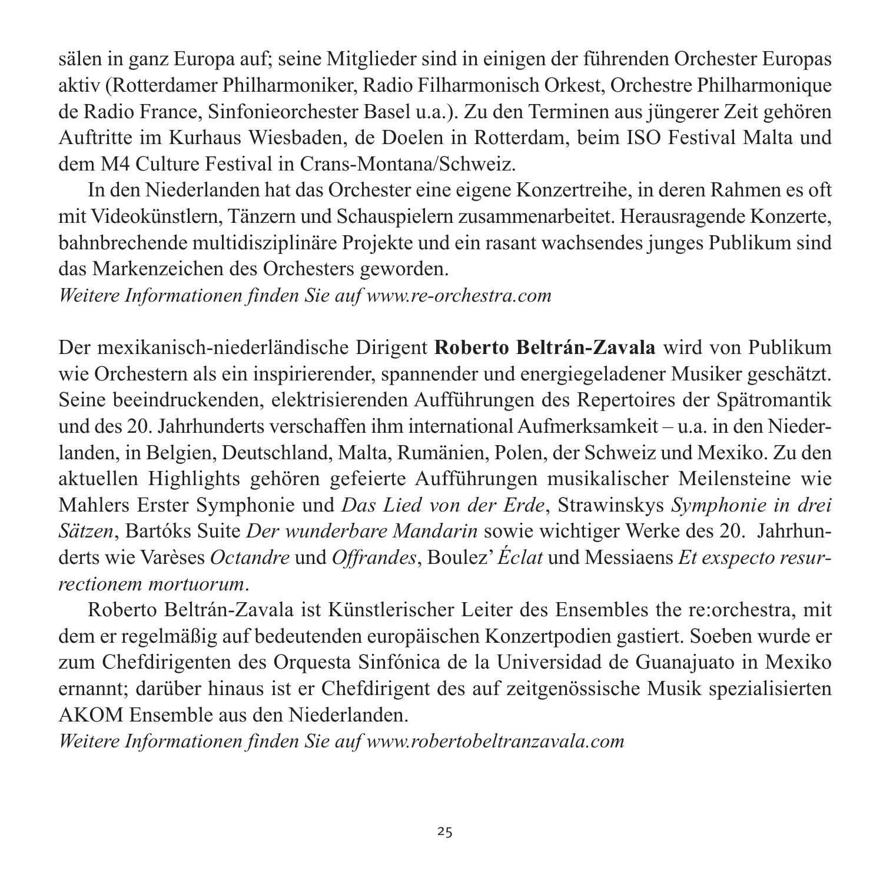sälen in ganz Europa auf; seine Mitglieder sind in einigen der führenden Orchester Europas aktiv (Rotterdamer Philharmoniker, Radio Filharmonisch Orkest, Orchestre Philharmonique de Radio France, Sinfonieorchester Basel u.a.). Zu den Terminen aus jüngerer Zeit gehören Auftritte im Kurhaus Wiesbaden, de Doelen in Rotterdam, beim ISO Festival Malta und dem M4 Culture Festival in Crans-Montana/Schweiz.

In den Niederlanden hat das Orchester eine eigene Konzertreihe, in deren Rahmen es oft mit Videokünstlern, Tänzern und Schauspielern zusammenarbeitet. Herausragende Konzerte, bahnbrechende multidisziplinäre Projekte und ein rasant wachsendes junges Publikum sind das Markenzeichen des Orchesters geworden.

*Weitere Informationen finden Sie auf www.re-orchestra.com*

Der mexikanisch-niederländische Dirigent **Roberto Beltrán-Zavala** wird von Publikum wie Orchestern als ein inspirierender, spannender und energiegeladener Musiker geschätzt. Seine beeindruckenden, elektrisierenden Aufführungen des Repertoires der Spätromantik und des 20. Jahrhunderts verschaffen ihm international Aufmerksamkeit – u.a. in den Niederlanden, in Belgien, Deutschland, Malta, Rumänien, Polen, der Schweiz und Mexiko. Zu den aktuellen Highlights gehören gefeierte Aufführungen musikalischer Meilensteine wie Mahlers Erster Symphonie und *Das Lied von der Erde*, Strawinskys *Symphonie in drei Sätzen*, Bartóks Suite *Der wunderbare Mandarin* sowie wichtiger Werke des 20. Jahrhunderts wie Varèses *Octandre* und *Offrandes*, Boulez' *Éclat* und Messiaens *Et exspecto resurrectionem mortuorum*.

Roberto Beltrán-Zavala ist Künstlerischer Leiter des Ensembles the re:orchestra, mit dem er regelmäßig auf bedeutenden europäischen Konzertpodien gastiert. Soeben wurde er zum Chefdirigenten des Orquesta Sinfónica de la Universidad de Guanajuato in Mexiko ernannt; darüber hinaus ist er Chefdirigent des auf zeitgenössische Musik spezialisierten AKOM Ensemble aus den Niederlanden.

*Weitere Informationen finden Sie auf www.robertobeltranzavala.com*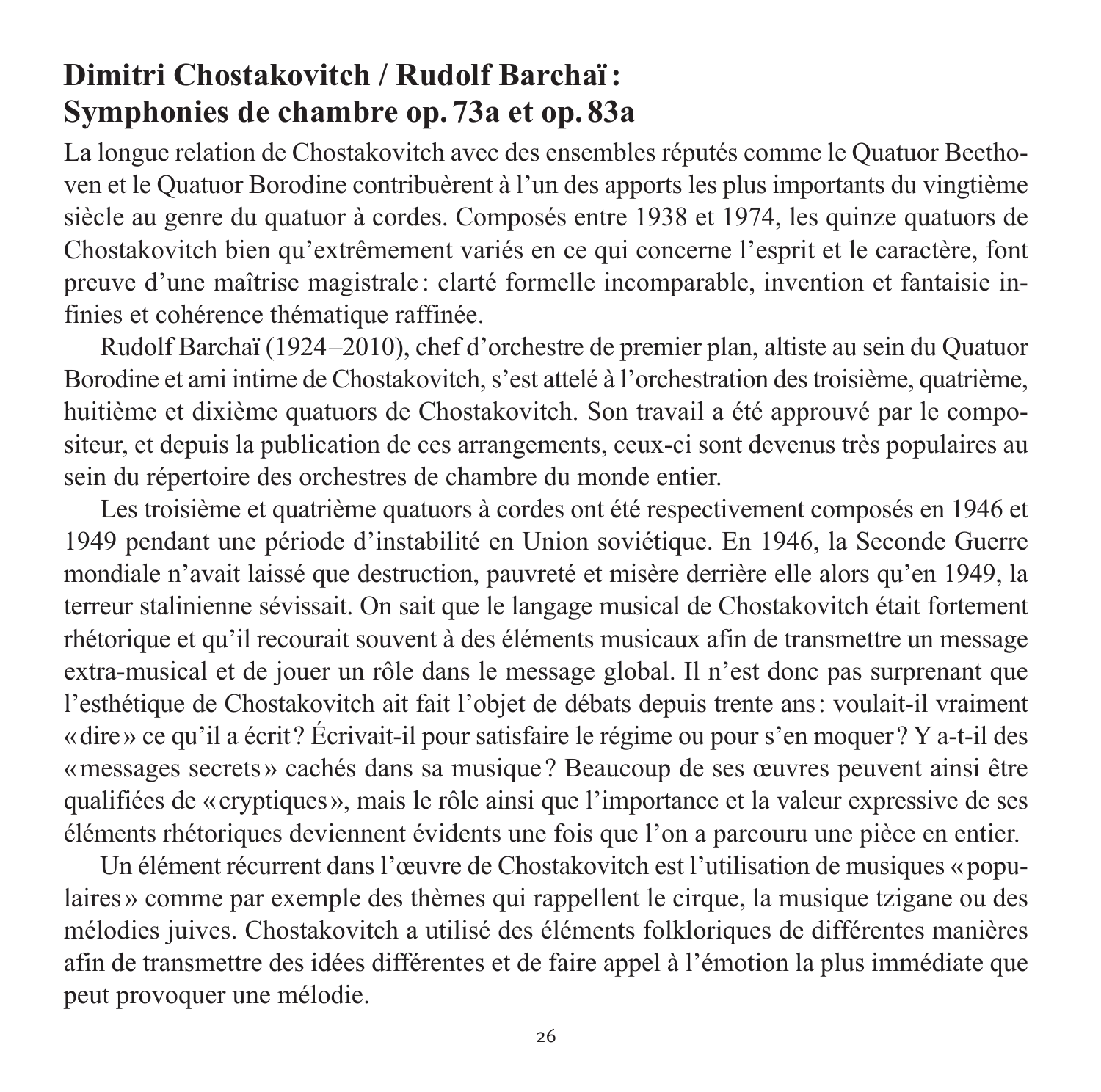## Dimitri Chostakovitch / Rudolf Barchaï : Symphonies de chambre op. 73a et op. 83a

La longue relation de Chostakovitch avec des ensembles réputés comme le Quatuor Beethoven et le Quatuor Borodine contribuèrent à l'un des apports les plus importants du vingtième siècle au genre du quatuor à cordes. Composés entre 1938 et 1974, les quinze quatuors de Chostakovitch bien qu'extrêmement variés en ce qui concerne l'esprit et le caractère, font preuve d'une maîtrise magistrale : clarté formelle incomparable, invention et fantaisie infinies et cohérence thématique raffinée.

Rudolf Barchaï (1924–2010), chef d'orchestre de premier plan, altiste au sein du Quatuor Borodine et ami intime de Chostakovitch, s'est attelé à l'orchestration des troisième, quatrième, huitième et dixième quatuors de Chostakovitch. Son travail a été approuvé par le compositeur, et depuis la publication de ces arrangements, ceux-ci sont devenus très populaires au sein du répertoire des orchestres de chambre du monde entier.

Les troisième et quatrième quatuors à cordes ont été respectivement composés en 1946 et 1949 pendant une période d'instabilité en Union soviétique. En 1946, la Seconde Guerre mondiale n'avait laissé que destruction, pauvreté et misère derrière elle alors qu'en 1949, la terreur stalinienne sévissait. On sait que le langage musical de Chostakovitch était fortement rhétorique et qu'il recourait souvent à des éléments musicaux afin de transmettre un message extra-musical et de jouer un rôle dans le message global. Il n'est donc pas surprenant que l'esthétique de Chostakovitch ait fait l'objet de débats depuis trente ans : voulait-il vraiment « dire » ce qu'il a écrit ? Écrivait-il pour satisfaire le régime ou pour s'en moquer ? Y a-t-il des « messages secrets » cachés dans sa musique ? Beaucoup de ses œuvres peuvent ainsi être qualifiées de « cryptiques », mais le rôle ainsi que l'importance et la valeur expressive de ses éléments rhétoriques deviennent évidents une fois que l'on a parcouru une pièce en entier.

Un élément récurrent dans l'œuvre de Chostakovitch est l'utilisation de musiques « populaires » comme par exemple des thèmes qui rappellent le cirque, la musique tzigane ou des mélodies juives. Chostakovitch a utilisé des éléments folkloriques de différentes manières afin de transmettre des idées différentes et de faire appel à l'émotion la plus immédiate que peut provoquer une mélodie.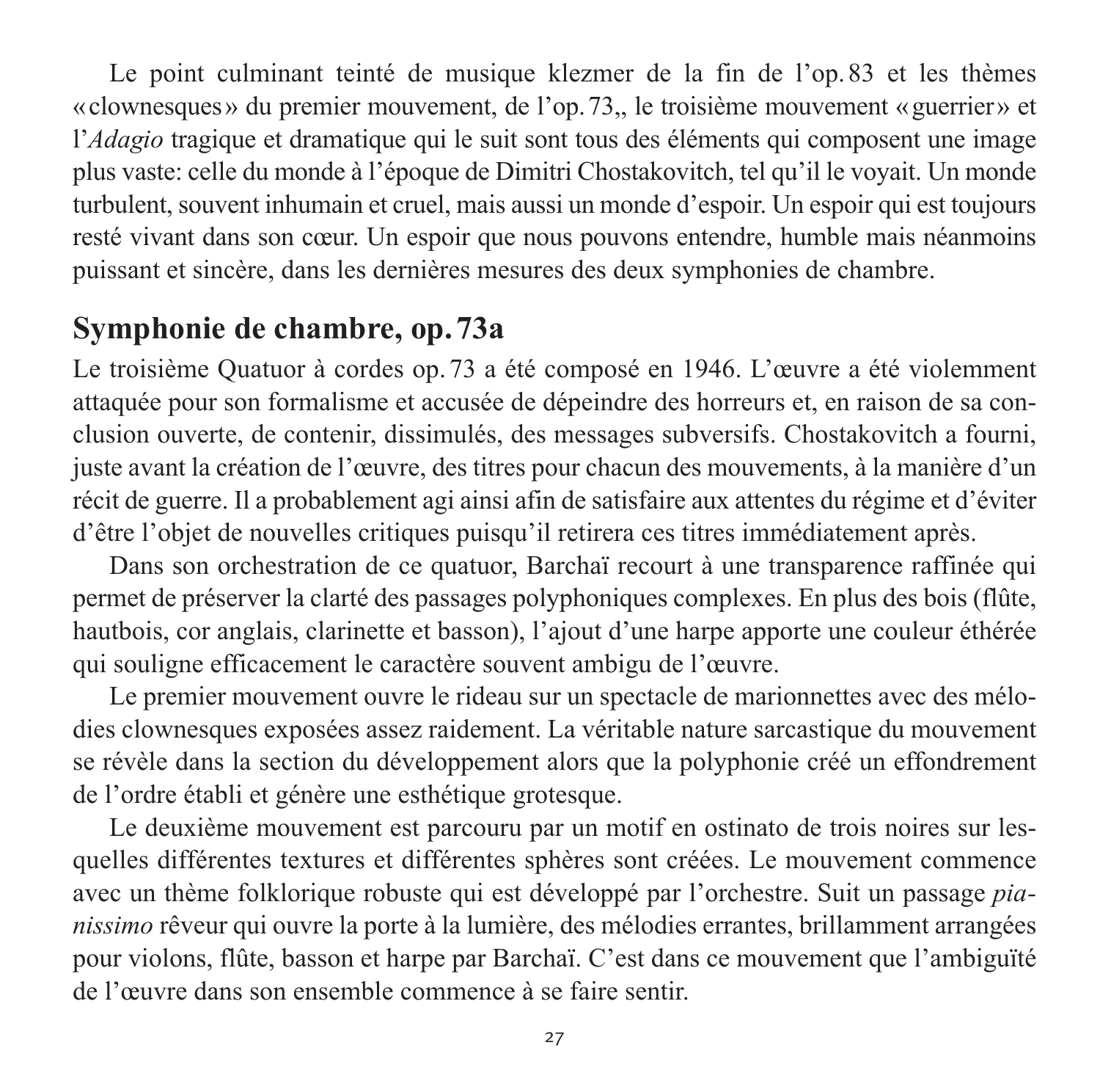Le point culminant teinté de musique klezmer de la fin de l'op. 83 et les thèmes «clownesques» du premier mouvement, de l'op. 73,, le troisième mouvement «guerrier» et l'*Adagio* tragique et dramatique qui le suit sont tous des éléments qui composent une image plus vaste: celle du monde à l'époque de Dimitri Chostakovitch, tel qu'il le voyait. Un monde turbulent, souvent inhumain et cruel, mais aussi un monde d'espoir. Un espoir qui est toujours resté vivant dans son cœur. Un espoir que nous pouvons entendre, humble mais néanmoins puissant et sincère, dans les dernières mesures des deux symphonies de chambre.

## Symphonie de chambre, op. 73a

Le troisième Quatuor à cordes op. 73 a été composé en 1946. L'œuvre a été violemment attaquée pour son formalisme et accusée de dépeindre des horreurs et, en raison de sa conclusion ouverte, de contenir, dissimulés, des messages subversifs. Chostakovitch a fourni, juste avant la création de l'œuvre, des titres pour chacun des mouvements, à la manière d'un récit de guerre. Il a probablement agi ainsi afin de satisfaire aux attentes du régime et d'éviter d'être l'objet de nouvelles critiques puisqu'il retirera ces titres immédiatement après.

Dans son orchestration de ce quatuor, Barchaï recourt à une transparence raffinée qui permet de préserver la clarté des passages polyphoniques complexes. En plus des bois (flûte, hautbois, cor anglais, clarinette et basson), l'ajout d'une harpe apporte une couleur éthérée qui souligne efficacement le caractère souvent ambigu de l'œuvre.

Le premier mouvement ouvre le rideau sur un spectacle de marionnettes avec des mélodies clownesques exposées assez raidement. La véritable nature sarcastique du mouvement se révèle dans la section du développement alors que la polyphonie créé un effondrement de l'ordre établi et génère une esthétique grotesque.

Le deuxième mouvement est parcouru par un motif en ostinato de trois noires sur lesquelles différentes textures et différentes sphères sont créées. Le mouvement commence avec un thème folklorique robuste qui est développé par l'orchestre. Suit un passage *pianissimo* rêveur qui ouvre la porte à la lumière, des mélodies errantes, brillamment arrangées pour violons, flûte, basson et harpe par Barchaï. C'est dans ce mouvement que l'ambiguïté de l'œuvre dans son ensemble commence à se faire sentir.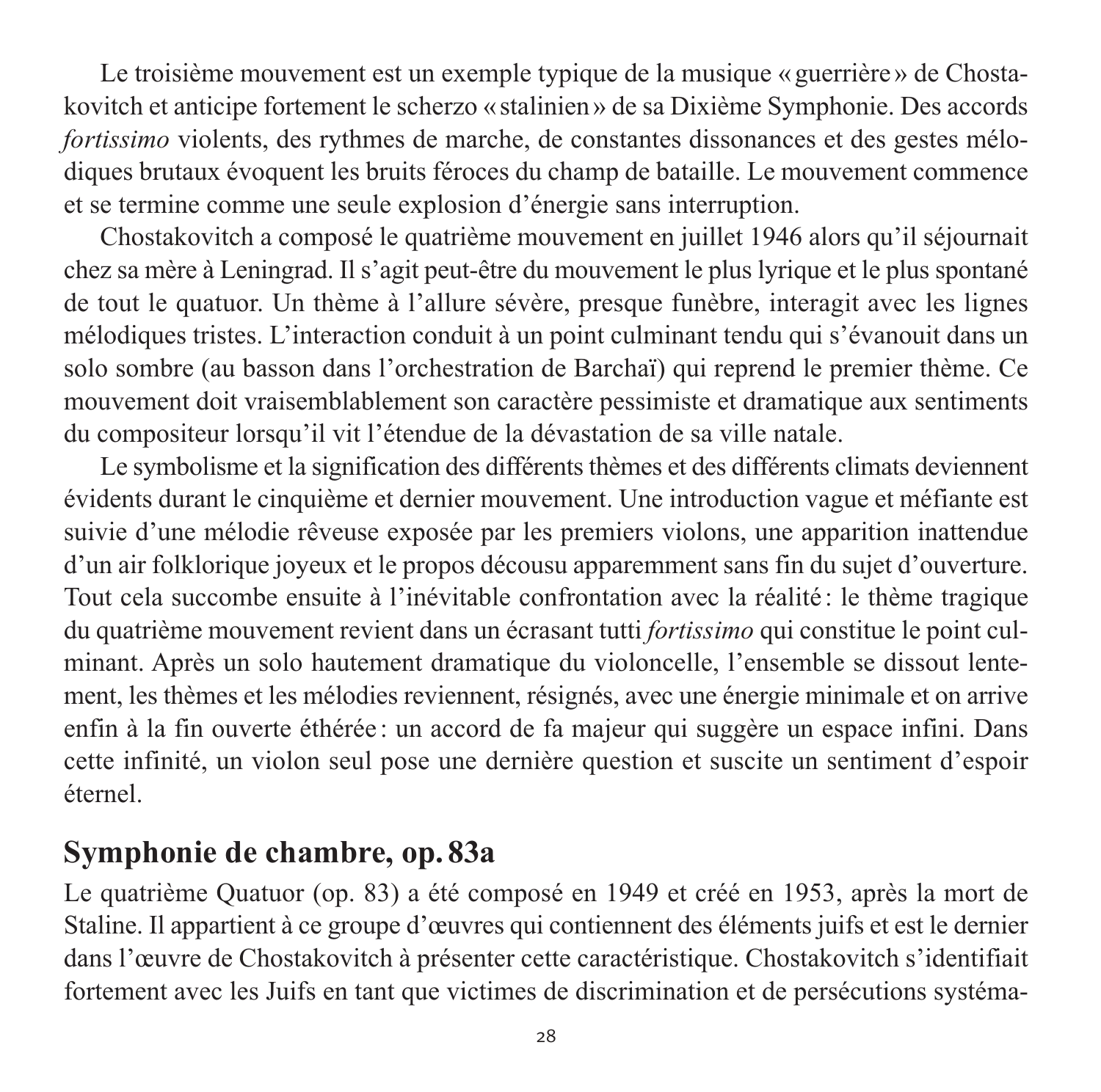Le troisième mouvement est un exemple typique de la musique « guerrière » de Chostakovitch et anticipe fortement le scherzo « stalinien » de sa Dixième Symphonie. Des accords *fortissimo* violents, des rythmes de marche, de constantes dissonances et des gestes mélodiques brutaux évoquent les bruits féroces du champ de bataille. Le mouvement commence et se termine comme une seule explosion d'énergie sans interruption.

Chostakovitch a composé le quatrième mouvement en juillet 1946 alors qu'il séjournait chez sa mère à Leningrad. Il s'agit peut-être du mouvement le plus lyrique et le plus spontané de tout le quatuor. Un thème à l'allure sévère, presque funèbre, interagit avec les lignes mélodiques tristes. L'interaction conduit à un point culminant tendu qui s'évanouit dans un solo sombre (au basson dans l'orchestration de Barchaï) qui reprend le premier thème. Ce mouvement doit vraisemblablement son caractère pessimiste et dramatique aux sentiments du compositeur lorsqu'il vit l'étendue de la dévastation de sa ville natale.

Le symbolisme et la signification des différents thèmes et des différents climats deviennent évidents durant le cinquième et dernier mouvement. Une introduction vague et méfiante est suivie d'une mélodie rêveuse exposée par les premiers violons, une apparition inattendue d'un air folklorique joyeux et le propos décousu apparemment sans fin du sujet d'ouverture. Tout cela succombe ensuite à l'inévitable confrontation avec la réalité : le thème tragique du quatrième mouvement revient dans un écrasant tutti *fortissimo* qui constitue le point culminant. Après un solo hautement dramatique du violoncelle, l'ensemble se dissout lentement, les thèmes et les mélodies reviennent, résignés, avec une énergie minimale et on arrive enfin à la fin ouverte éthérée : un accord de fa majeur qui suggère un espace infini. Dans cette infinité, un violon seul pose une dernière question et suscite un sentiment d'espoir éternel.

## Symphonie de chambre, op. 83a

Le quatrième Quatuor (op. 83) a été composé en 1949 et créé en 1953, après la mort de Staline. Il appartient à ce groupe d'œuvres qui contiennent des éléments juifs et est le dernier dans l'œuvre de Chostakovitch à présenter cette caractéristique. Chostakovitch s'identifiait fortement avec les Juifs en tant que victimes de discrimination et de persécutions systéma-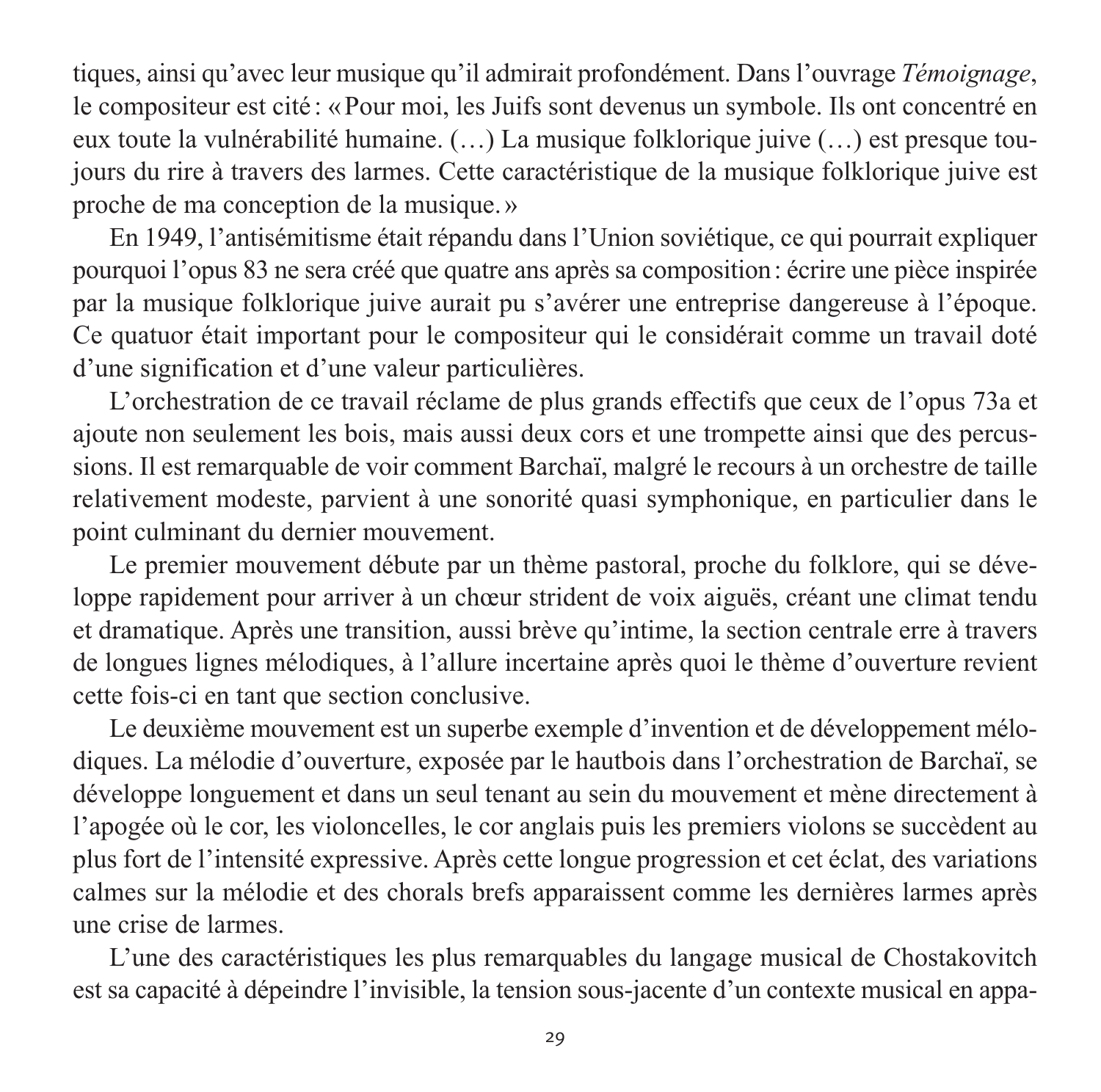tiques, ainsi qu'avec leur musique qu'il admirait profondément. Dans l'ouvrage *Témoignage*, le compositeur est cité : « Pour moi, les Juifs sont devenus un symbole. Ils ont concentré en eux toute la vulnérabilité humaine. (…) La musique folklorique juive (…) est presque toujours du rire à travers des larmes. Cette caractéristique de la musique folklorique juive est proche de ma conception de la musique. »

En 1949, l'antisémitisme était répandu dans l'Union soviétique, ce qui pourrait expliquer pourquoi l'opus 83 ne sera créé que quatre ans après sa composition : écrire une pièce inspirée par la musique folklorique juive aurait pu s'avérer une entreprise dangereuse à l'époque. Ce quatuor était important pour le compositeur qui le considérait comme un travail doté d'une signification et d'une valeur particulières.

L'orchestration de ce travail réclame de plus grands effectifs que ceux de l'opus 73a et ajoute non seulement les bois, mais aussi deux cors et une trompette ainsi que des percussions. Il est remarquable de voir comment Barchaï, malgré le recours à un orchestre de taille relativement modeste, parvient à une sonorité quasi symphonique, en particulier dans le point culminant du dernier mouvement.

Le premier mouvement débute par un thème pastoral, proche du folklore, qui se développe rapidement pour arriver à un chœur strident de voix aiguës, créant une climat tendu et dramatique. Après une transition, aussi brève qu'intime, la section centrale erre à travers de longues lignes mélodiques, à l'allure incertaine après quoi le thème d'ouverture revient cette fois-ci en tant que section conclusive.

Le deuxième mouvement est un superbe exemple d'invention et de développement mélodiques. La mélodie d'ouverture, exposée par le hautbois dans l'orchestration de Barchaï, se développe longuement et dans un seul tenant au sein du mouvement et mène directement à l'apogée où le cor, les violoncelles, le cor anglais puis les premiers violons se succèdent au plus fort de l'intensité expressive. Après cette longue progression et cet éclat, des variations calmes sur la mélodie et des chorals brefs apparaissent comme les dernières larmes après une crise de larmes.

L'une des caractéristiques les plus remarquables du langage musical de Chostakovitch est sa capacité à dépeindre l'invisible, la tension sous-jacente d'un contexte musical en appa-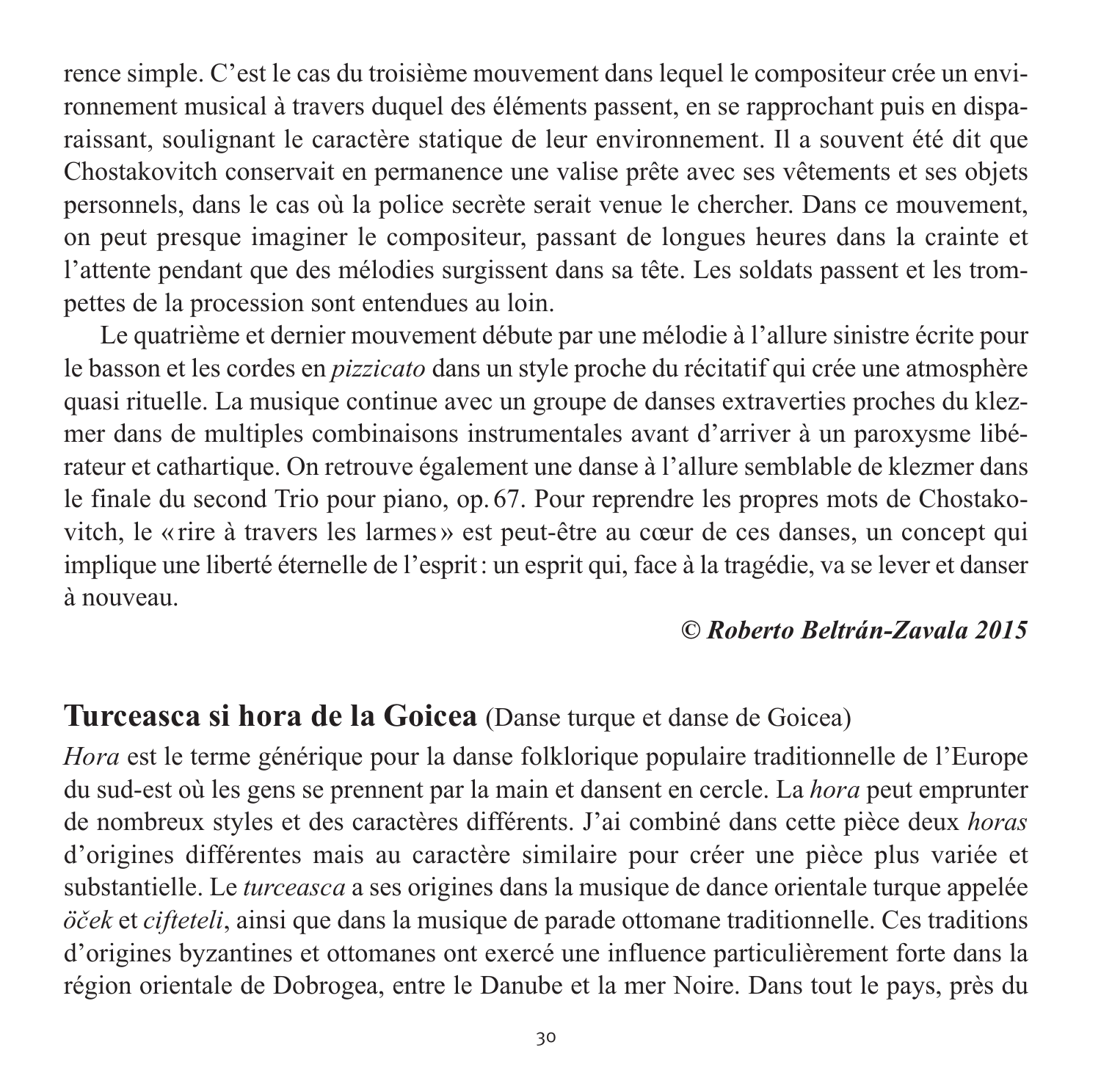rence simple. C'est le cas du troisième mouvement dans lequel le compositeur crée un environnement musical à travers duquel des éléments passent, en se rapprochant puis en disparaissant, soulignant le caractère statique de leur environnement. Il a souvent été dit que Chostakovitch conservait en permanence une valise prête avec ses vêtements et ses objets personnels, dans le cas où la police secrète serait venue le chercher. Dans ce mouvement, on peut presque imaginer le compositeur, passant de longues heures dans la crainte et l'attente pendant que des mélodies surgissent dans sa tête. Les soldats passent et les trompettes de la procession sont entendues au loin.

Le quatrième et dernier mouvement débute par une mélodie à l'allure sinistre écrite pour le basson et les cordes en *pizzicato* dans un style proche du récitatif qui crée une atmosphère quasi rituelle. La musique continue avec un groupe de danses extraverties proches du klezmer dans de multiples combinaisons instrumentales avant d'arriver à un paroxysme libérateur et cathartique. On retrouve également une danse à l'allure semblable de klezmer dans le finale du second Trio pour piano, op. 67. Pour reprendre les propres mots de Chostakovitch, le « rire à travers les larmes » est peut-être au cœur de ces danses, un concept qui implique une liberté éternelle de l'esprit : un esprit qui, face à la tragédie, va se lever et danser à nouveau.

***© Roberto Beltrán-Zavala 2015***

## **Turceasca si hora de la Goicea** (Danse turque et danse de Goicea)

*Hora* est le terme générique pour la danse folklorique populaire traditionnelle de l'Europe du sud-est où les gens se prennent par la main et dansent en cercle. La *hora* peut emprunter de nombreux styles et des caractères différents. J'ai combiné dans cette pièce deux *horas* d'origines différentes mais au caractère similaire pour créer une pièce plus variée et substantielle. Le *turceasca* a ses origines dans la musique de dance orientale turque appelée *öček* et *cifteteli*, ainsi que dans la musique de parade ottomane traditionnelle. Ces traditions d'origines byzantines et ottomanes ont exercé une influence particulièrement forte dans la région orientale de Dobrogea, entre le Danube et la mer Noire. Dans tout le pays, près du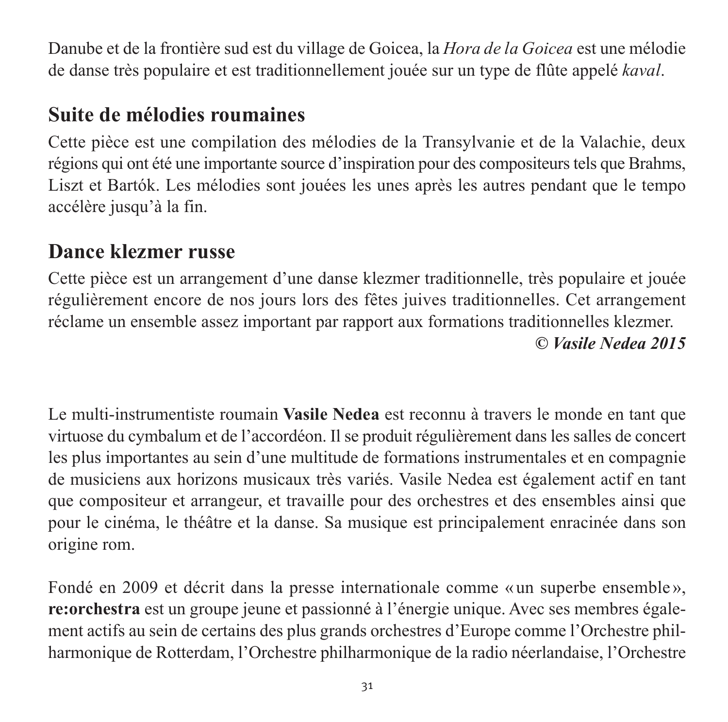Danube et de la frontière sud est du village de Goicea, la *Hora de la Goicea* est une mélodie de danse très populaire et est traditionnellement jouée sur un type de flûte appelé *kaval*.

## Suite de mélodies roumaines

Cette pièce est une compilation des mélodies de la Transylvanie et de la Valachie, deux régions qui ont été une importante source d'inspiration pour des compositeurs tels que Brahms, Liszt et Bartók. Les mélodies sont jouées les unes après les autres pendant que le tempo accélère jusqu'à la fin.

## Dance klezmer russe

Cette pièce est un arrangement d'une danse klezmer traditionnelle, très populaire et jouée régulièrement encore de nos jours lors des fêtes juives traditionnelles. Cet arrangement réclame un ensemble assez important par rapport aux formations traditionnelles klezmer.

***© Vasile Nedea 2015***

Le multi-instrumentiste roumain **Vasile Nedea** est reconnu à travers le monde en tant que virtuose du cymbalum et de l'accordéon. Il se produit régulièrement dans les salles de concert les plus importantes au sein d'une multitude de formations instrumentales et en compagnie de musiciens aux horizons musicaux très variés. Vasile Nedea est également actif en tant que compositeur et arrangeur, et travaille pour des orchestres et des ensembles ainsi que pour le cinéma, le théâtre et la danse. Sa musique est principalement enracinée dans son origine rom.

Fondé en 2009 et décrit dans la presse internationale comme « un superbe ensemble », **re:orchestra** est un groupe jeune et passionné à l'énergie unique. Avec ses membres également actifs au sein de certains des plus grands orchestres d'Europe comme l'Orchestre philharmonique de Rotterdam, l'Orchestre philharmonique de la radio néerlandaise, l'Orchestre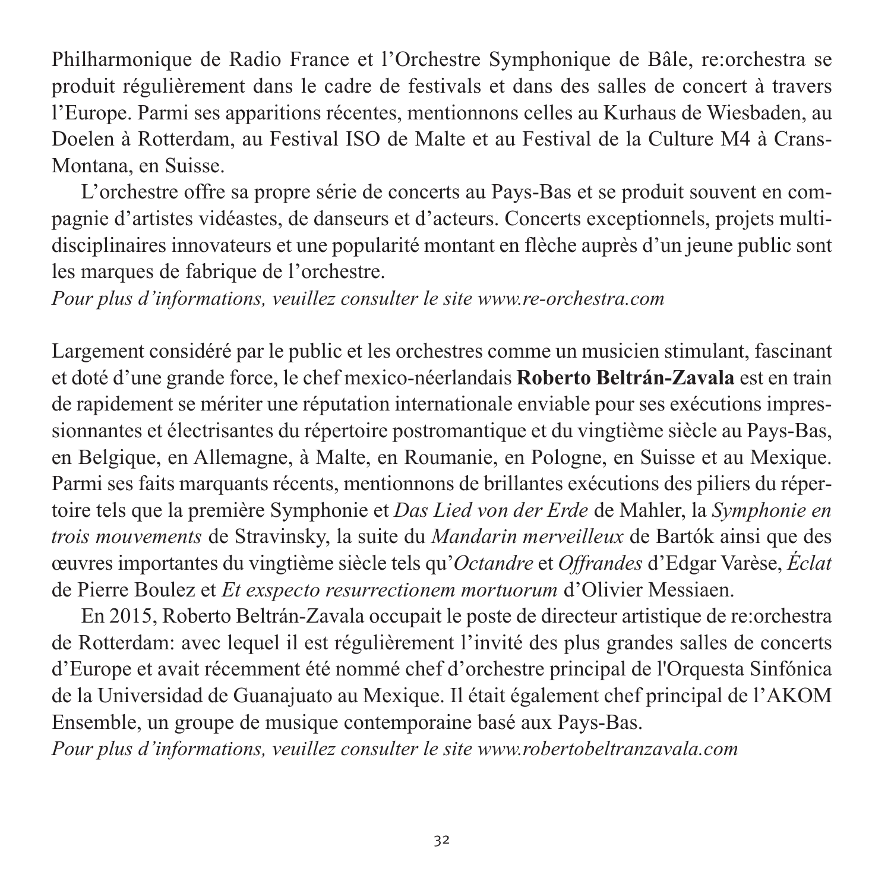Philharmonique de Radio France et l'Orchestre Symphonique de Bâle, re:orchestra se produit régulièrement dans le cadre de festivals et dans des salles de concert à travers l'Europe. Parmi ses apparitions récentes, mentionnons celles au Kurhaus de Wiesbaden, au Doelen à Rotterdam, au Festival ISO de Malte et au Festival de la Culture M4 à Crans-Montana, en Suisse.

L'orchestre offre sa propre série de concerts au Pays-Bas et se produit souvent en compagnie d'artistes vidéastes, de danseurs et d'acteurs. Concerts exceptionnels, projets multidisciplinaires innovateurs et une popularité montant en flèche auprès d'un jeune public sont les marques de fabrique de l'orchestre.

*Pour plus d'informations, veuillez consulter le site www.re-orchestra.com*

Largement considéré par le public et les orchestres comme un musicien stimulant, fascinant et doté d'une grande force, le chef mexico-néerlandais **Roberto Beltrán-Zavala** est en train de rapidement se mériter une réputation internationale enviable pour ses exécutions impressionnantes et électrisantes du répertoire postromantique et du vingtième siècle au Pays-Bas, en Belgique, en Allemagne, à Malte, en Roumanie, en Pologne, en Suisse et au Mexique. Parmi ses faits marquants récents, mentionnons de brillantes exécutions des piliers du répertoire tels que la première Symphonie et *Das Lied von der Erde* de Mahler, la *Symphonie en trois mouvements* de Stravinsky, la suite du *Mandarin merveilleux* de Bartók ainsi que des œuvres importantes du vingtième siècle tels qu'*Octandre* et *Offrandes* d'Edgar Varèse, *Éclat* de Pierre Boulez et *Et exspecto resurrectionem mortuorum* d'Olivier Messiaen.

En 2015, Roberto Beltrán-Zavala occupait le poste de directeur artistique de re:orchestra de Rotterdam: avec lequel il est régulièrement l'invité des plus grandes salles de concerts d'Europe et avait récemment été nommé chef d'orchestre principal de l'Orquesta Sinfónica de la Universidad de Guanajuato au Mexique. Il était également chef principal de l'AKOM Ensemble, un groupe de musique contemporaine basé aux Pays-Bas.

*Pour plus d'informations, veuillez consulter le site www.robertobeltranzavala.com*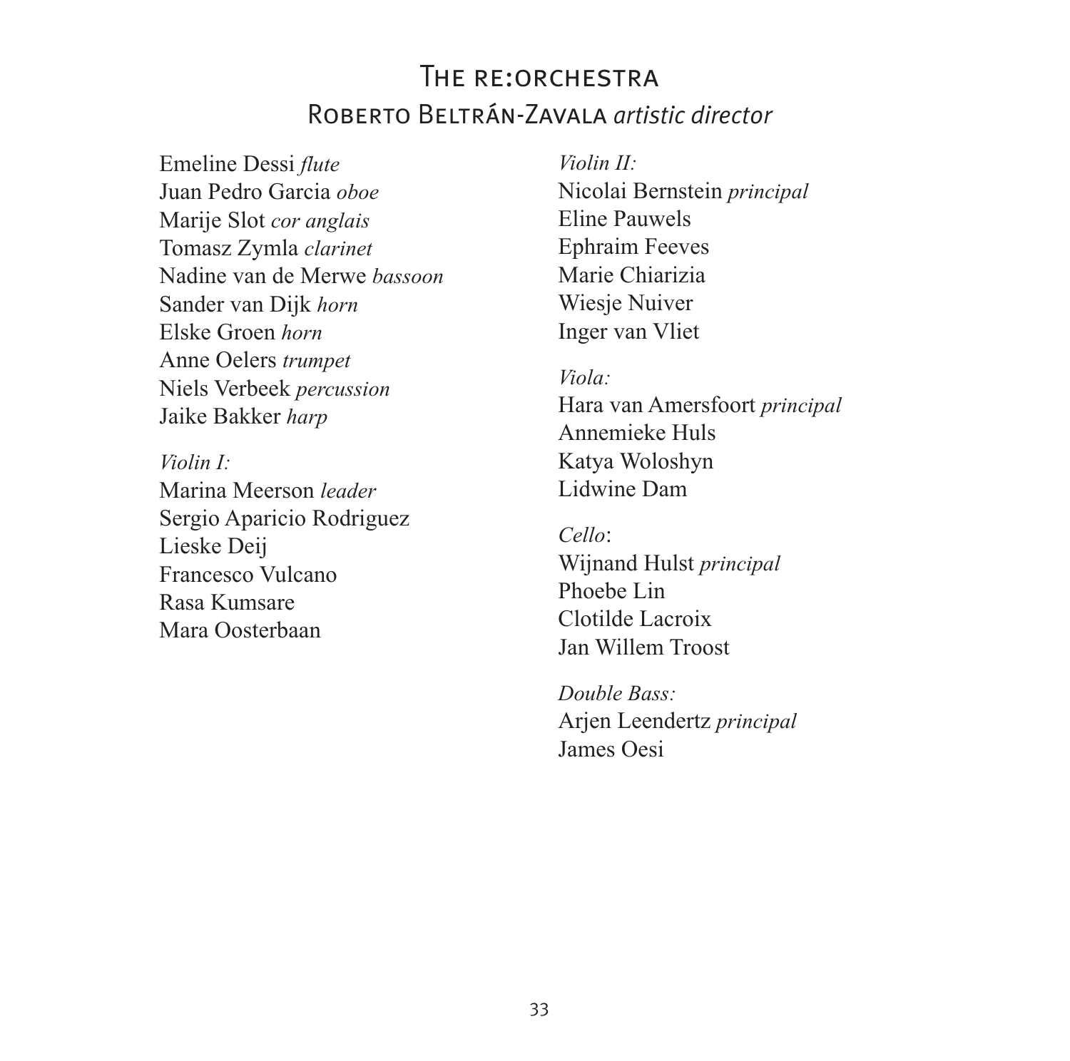# The re:orchestra

## Roberto Beltrán-Zavala *artistic director*

Emeline Dessi *flute*
Juan Pedro Garcia *oboe*
Marije Slot *cor anglais*
Tomasz Zymla *clarinet*
Nadine van de Merwe *bassoon*
Sander van Dijk *horn*
Elske Groen *horn*
Anne Oelers *trumpet*
Niels Verbeek *percussion*
Jaike Bakker *harp*

*Violin I:*
Marina Meerson *leader*
Sergio Aparicio Rodriguez
Lieske Deij
Francesco Vulcano
Rasa Kumsare
Mara Oosterbaan

*Violin II:*
Nicolai Bernstein *principal*
Eline Pauwels
Ephraim Feeves
Marie Chiarizia
Wiesje Nuiver
Inger van Vliet

*Viola:*
Hara van Amersfoort *principal*
Annemieke Huls
Katya Woloshyn
Lidwine Dam

*Cello*:
Wijnand Hulst *principal*
Phoebe Lin
Clotilde Lacroix
Jan Willem Troost

*Double Bass:*
Arjen Leendertz *principal*
James Oesi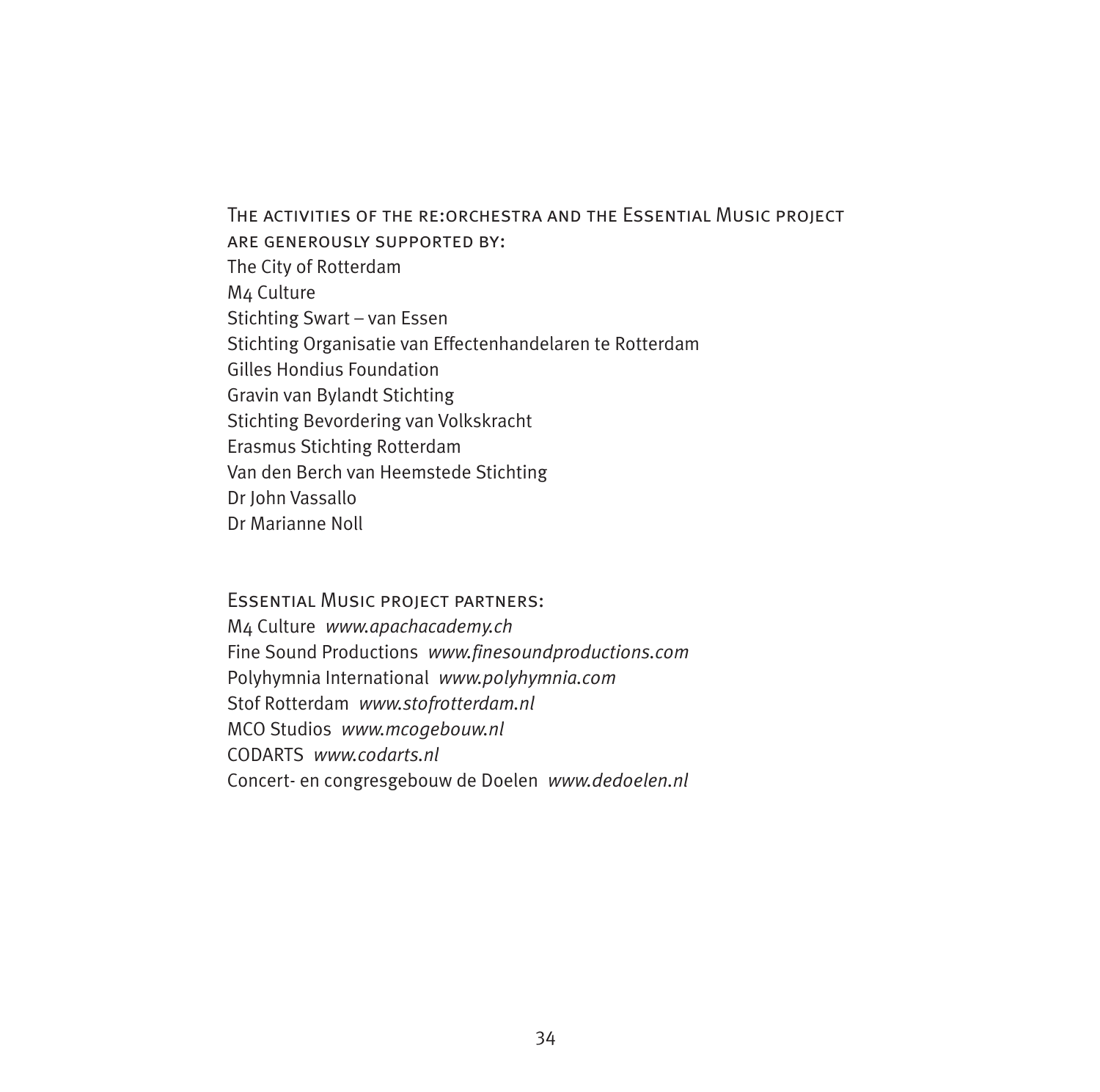The activities of the re:orchestra and the Essential Music project are generously supported by:

The City of Rotterdam
M4 Culture
Stichting Swart – van Essen
Stichting Organisatie van Effectenhandelaren te Rotterdam
Gilles Hondius Foundation
Gravin van Bylandt Stichting
Stichting Bevordering van Volkskracht
Erasmus Stichting Rotterdam
Van den Berch van Heemstede Stichting
Dr John Vassallo
Dr Marianne Noll

Essential Music project partners:

M4 Culture *www.apachacademy.ch*
Fine Sound Productions *www.finesoundproductions.com*
Polyhymnia International *www.polyhymnia.com*
Stof Rotterdam *www.stofrotterdam.nl*
MCO Studios *www.mcogebouw.nl*
CODARTS *www.codarts.nl*
Concert- en congresgebouw de Doelen *www.dedoelen.nl*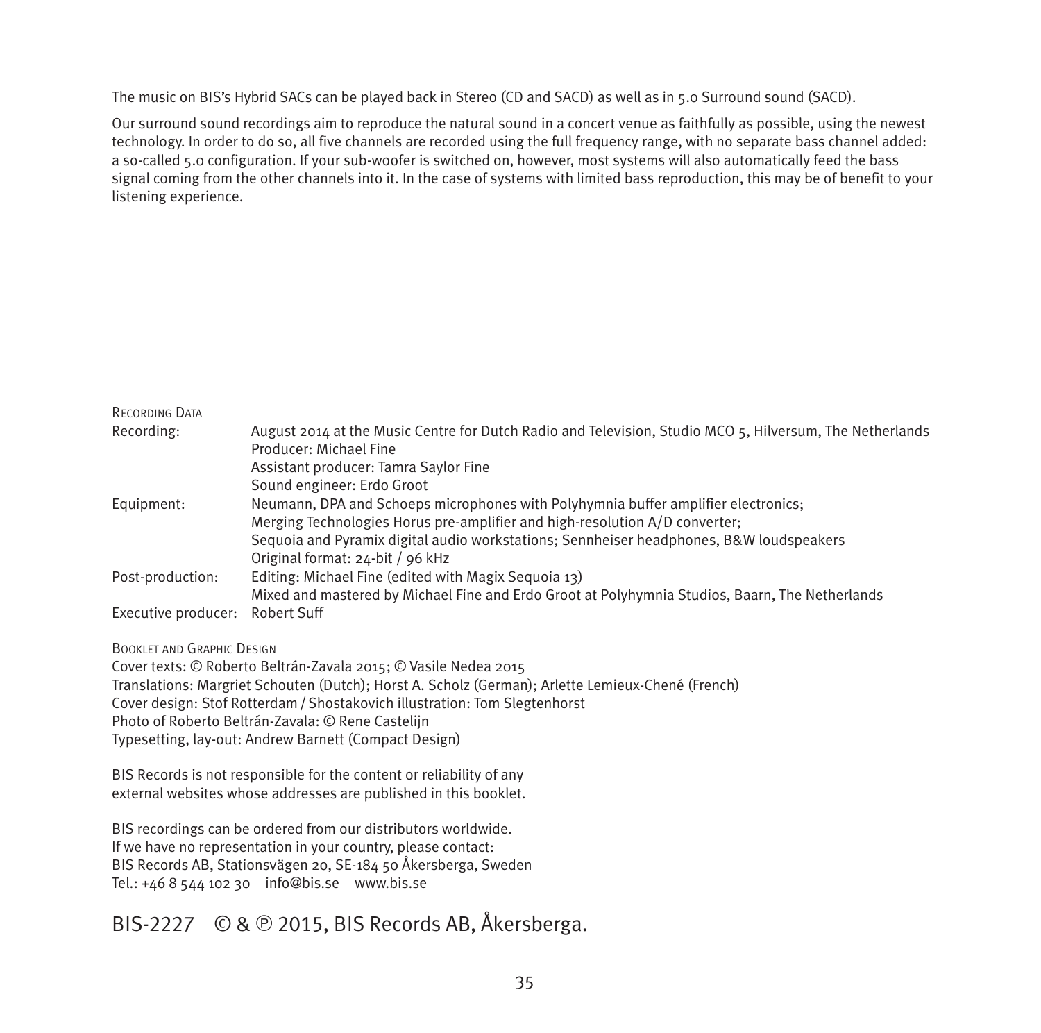The music on BIS's Hybrid SACs can be played back in Stereo (CD and SACD) as well as in 5.0 Surround sound (SACD).

Our surround sound recordings aim to reproduce the natural sound in a concert venue as faithfully as possible, using the newest technology. In order to do so, all five channels are recorded using the full frequency range, with no separate bass channel added: a so-called 5.0 configuration. If your sub-woofer is switched on, however, most systems will also automatically feed the bass signal coming from the other channels into it. In the case of systems with limited bass reproduction, this may be of benefit to your listening experience.

Recording Data

| | |
|---|---|
| Recording: | August 2014 at the Music Centre for Dutch Radio and Television, Studio MCO 5, Hilversum, The Netherlands<br>Producer: Michael Fine<br>Assistant producer: Tamra Saylor Fine<br>Sound engineer: Erdo Groot |
| Equipment: | Neumann, DPA and Schoeps microphones with Polyhymnia buffer amplifier electronics;<br>Merging Technologies Horus pre-amplifier and high-resolution A/D converter;<br>Sequoia and Pyramix digital audio workstations; Sennheiser headphones, B&W loudspeakers<br>Original format: 24-bit / 96 kHz |
| Post-production: | Editing: Michael Fine (edited with Magix Sequoia 13)<br>Mixed and mastered by Michael Fine and Erdo Groot at Polyhymnia Studios, Baarn, The Netherlands |
| Executive producer: | Robert Suff |

Booklet and Graphic Design

Cover texts: © Roberto Beltrán-Zavala 2015; © Vasile Nedea 2015
Translations: Margriet Schouten (Dutch); Horst A. Scholz (German); Arlette Lemieux-Chené (French)
Cover design: Stof Rotterdam / Shostakovich illustration: Tom Slegtenhorst
Photo of Roberto Beltrán-Zavala: © Rene Castelijn
Typesetting, lay-out: Andrew Barnett (Compact Design)

BIS Records is not responsible for the content or reliability of any external websites whose addresses are published in this booklet.

BIS recordings can be ordered from our distributors worldwide.
If we have no representation in your country, please contact:
BIS Records AB, Stationsvägen 20, SE-184 50 Åkersberga, Sweden
Tel.: +46 8 544 102 30 info@bis.se www.bis.se

BIS-2227 © & ℗ 2015, BIS Records AB, Åkersberga.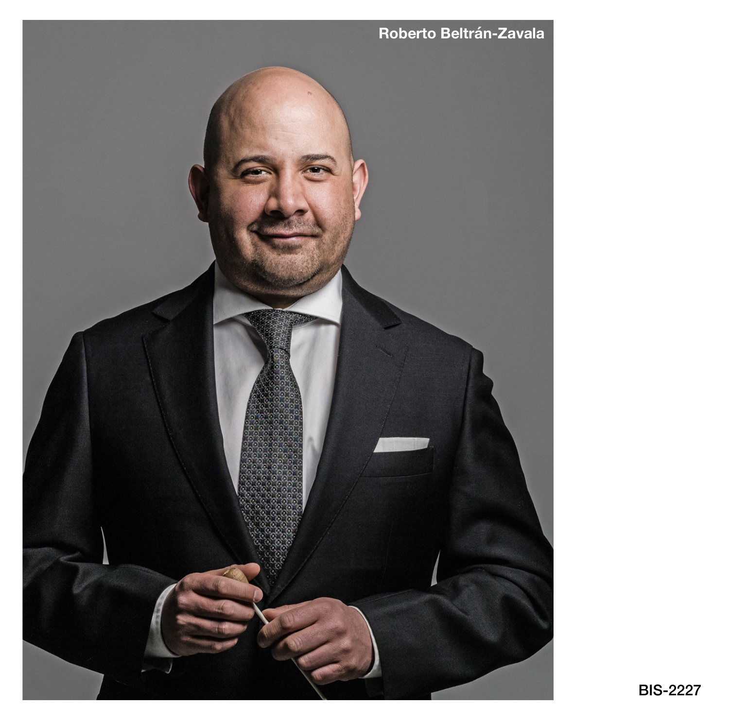Roberto Beltrán-Zavala

BIS-2227